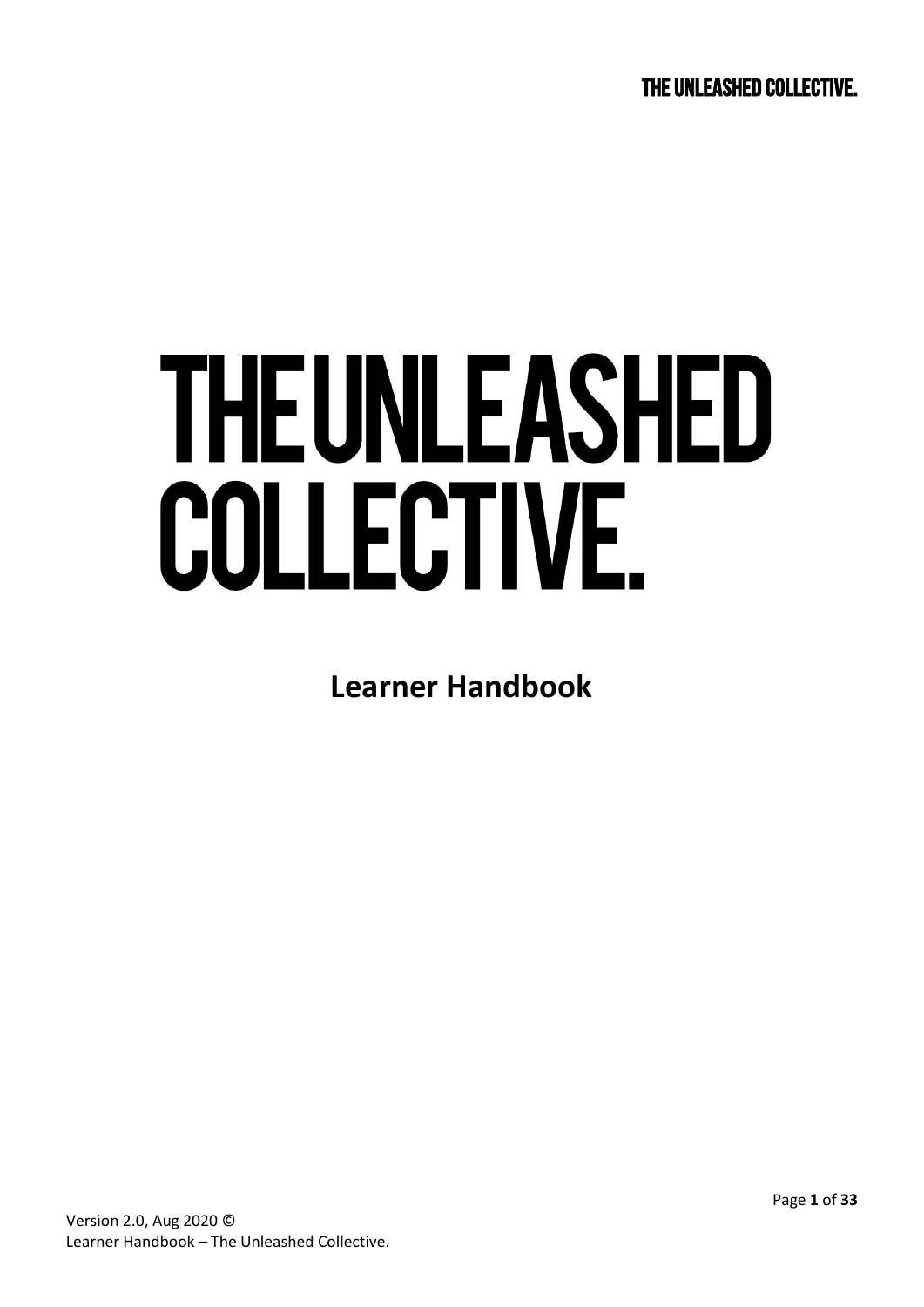# THE UNLEASHED COLLECTIVE.

## Learner Handbook

Version 2.0, Aug 2020 ©
Learner Handbook – The Unleashed Collective.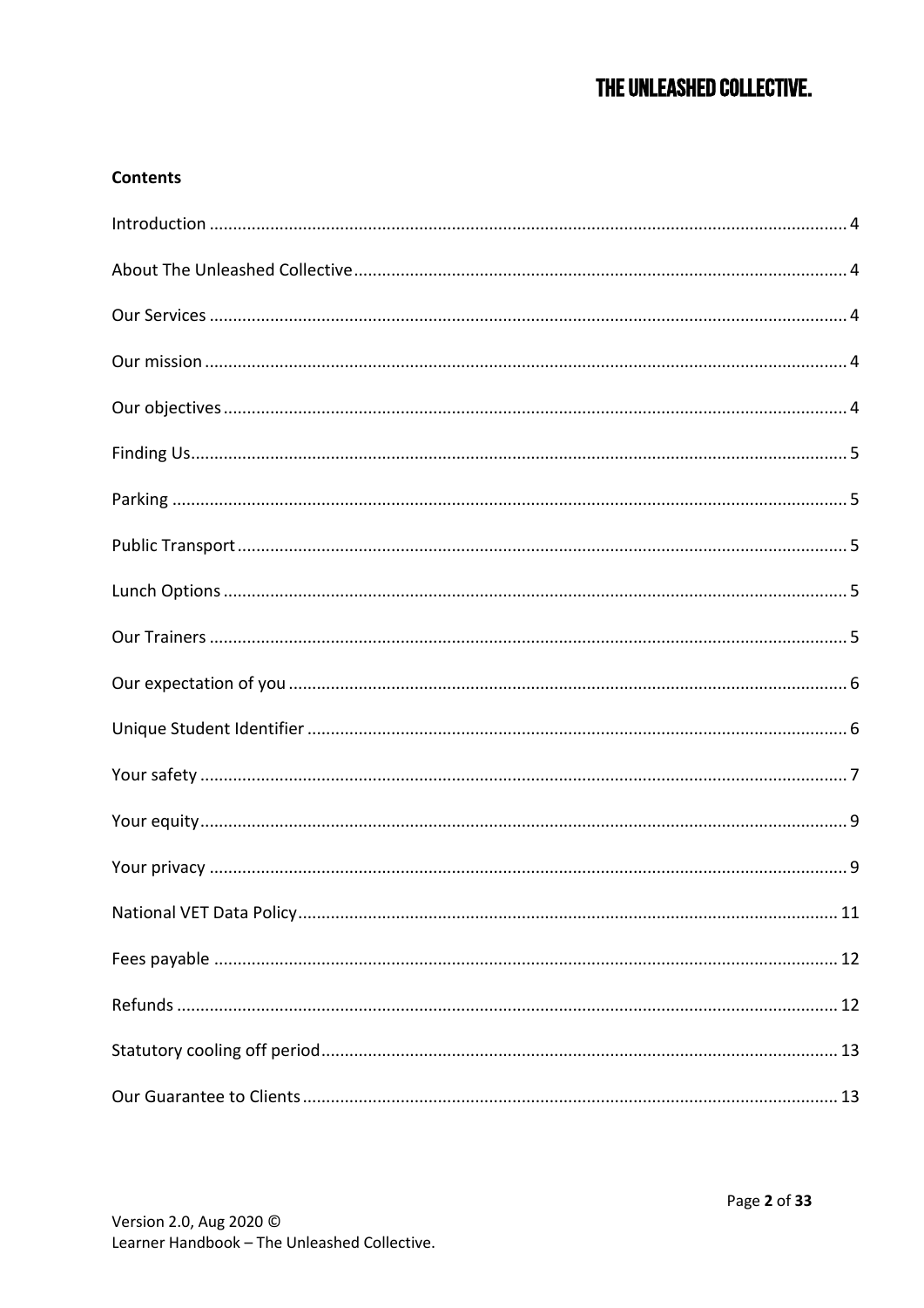**Contents**

Introduction ........................................................................................................................... 4

About The Unleashed Collective........................................................................................... 4

Our Services .......................................................................................................................... 4

Our mission ........................................................................................................................... 4

Our objectives ........................................................................................................................ 4

Finding Us.............................................................................................................................. 5

Parking .................................................................................................................................. 5

Public Transport .................................................................................................................... 5

Lunch Options ....................................................................................................................... 5

Our Trainers .......................................................................................................................... 5

Our expectation of you .......................................................................................................... 6

Unique Student Identifier ...................................................................................................... 6

Your safety ............................................................................................................................ 7

Your equity ............................................................................................................................ 9

Your privacy .......................................................................................................................... 9

National VET Data Policy ..................................................................................................... 11

Fees payable ....................................................................................................................... 12

Refunds ............................................................................................................................... 12

Statutory cooling off period ................................................................................................. 13

Our Guarantee to Clients ..................................................................................................... 13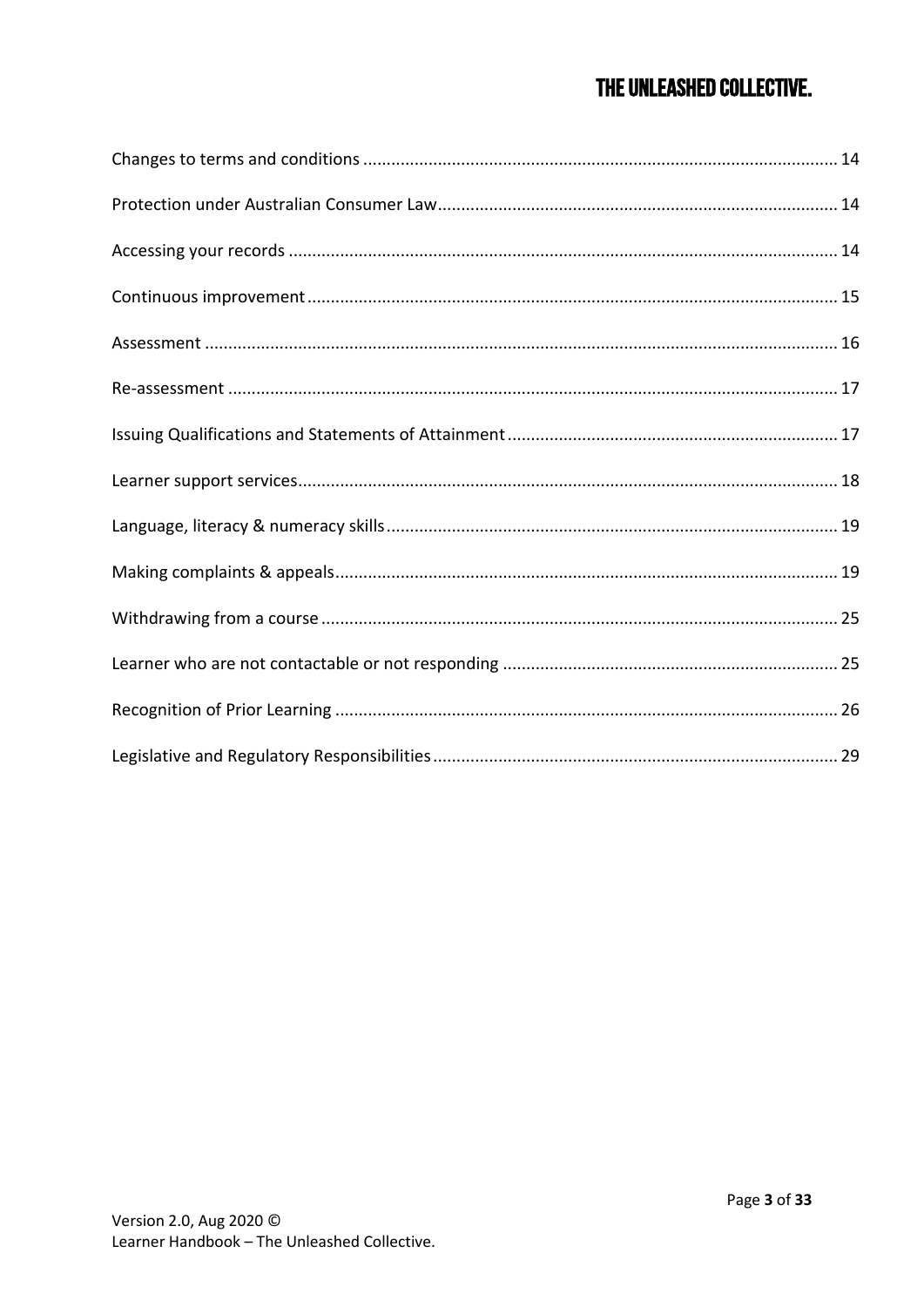Changes to terms and conditions ..... 14

Protection under Australian Consumer Law ..... 14

Accessing your records ..... 14

Continuous improvement ..... 15

Assessment ..... 16

Re-assessment ..... 17

Issuing Qualifications and Statements of Attainment ..... 17

Learner support services ..... 18

Language, literacy & numeracy skills ..... 19

Making complaints & appeals ..... 19

Withdrawing from a course ..... 25

Learner who are not contactable or not responding ..... 25

Recognition of Prior Learning ..... 26

Legislative and Regulatory Responsibilities ..... 29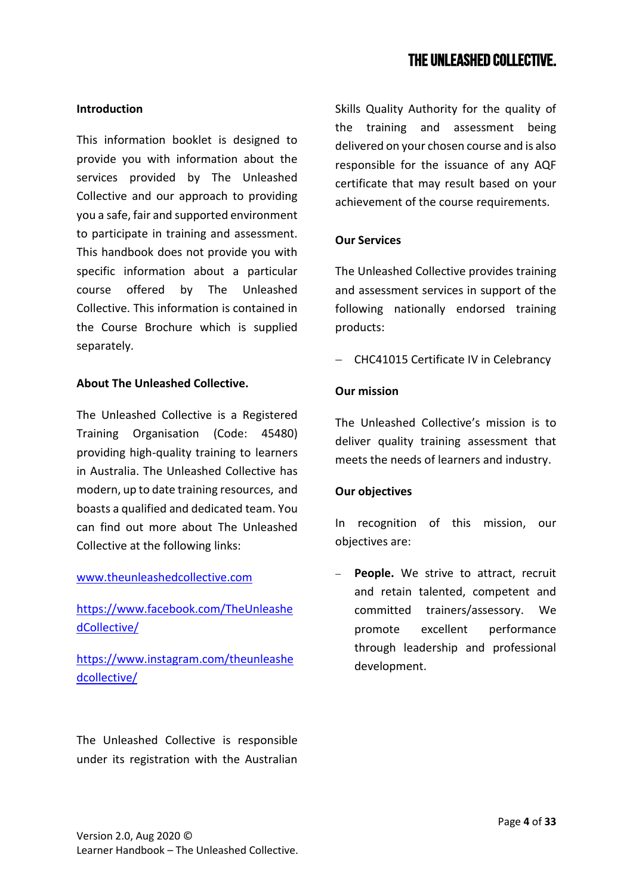## Introduction

This information booklet is designed to provide you with information about the services provided by The Unleashed Collective and our approach to providing you a safe, fair and supported environment to participate in training and assessment. This handbook does not provide you with specific information about a particular course offered by The Unleashed Collective. This information is contained in the Course Brochure which is supplied separately.

## About The Unleashed Collective.

The Unleashed Collective is a Registered Training Organisation (Code: 45480) providing high-quality training to learners in Australia. The Unleashed Collective has modern, up to date training resources, and boasts a qualified and dedicated team. You can find out more about The Unleashed Collective at the following links:

www.theunleashedcollective.com

https://www.facebook.com/TheUnleashedCollective/

https://www.instagram.com/theunleashedcollective/

The Unleashed Collective is responsible under its registration with the Australian Skills Quality Authority for the quality of the training and assessment being delivered on your chosen course and is also responsible for the issuance of any AQF certificate that may result based on your achievement of the course requirements.

## Our Services

The Unleashed Collective provides training and assessment services in support of the following nationally endorsed training products:

- CHC41015 Certificate IV in Celebrancy

## Our mission

The Unleashed Collective's mission is to deliver quality training assessment that meets the needs of learners and industry.

## Our objectives

In recognition of this mission, our objectives are:

- **People.** We strive to attract, recruit and retain talented, competent and committed trainers/assessory. We promote excellent performance through leadership and professional development.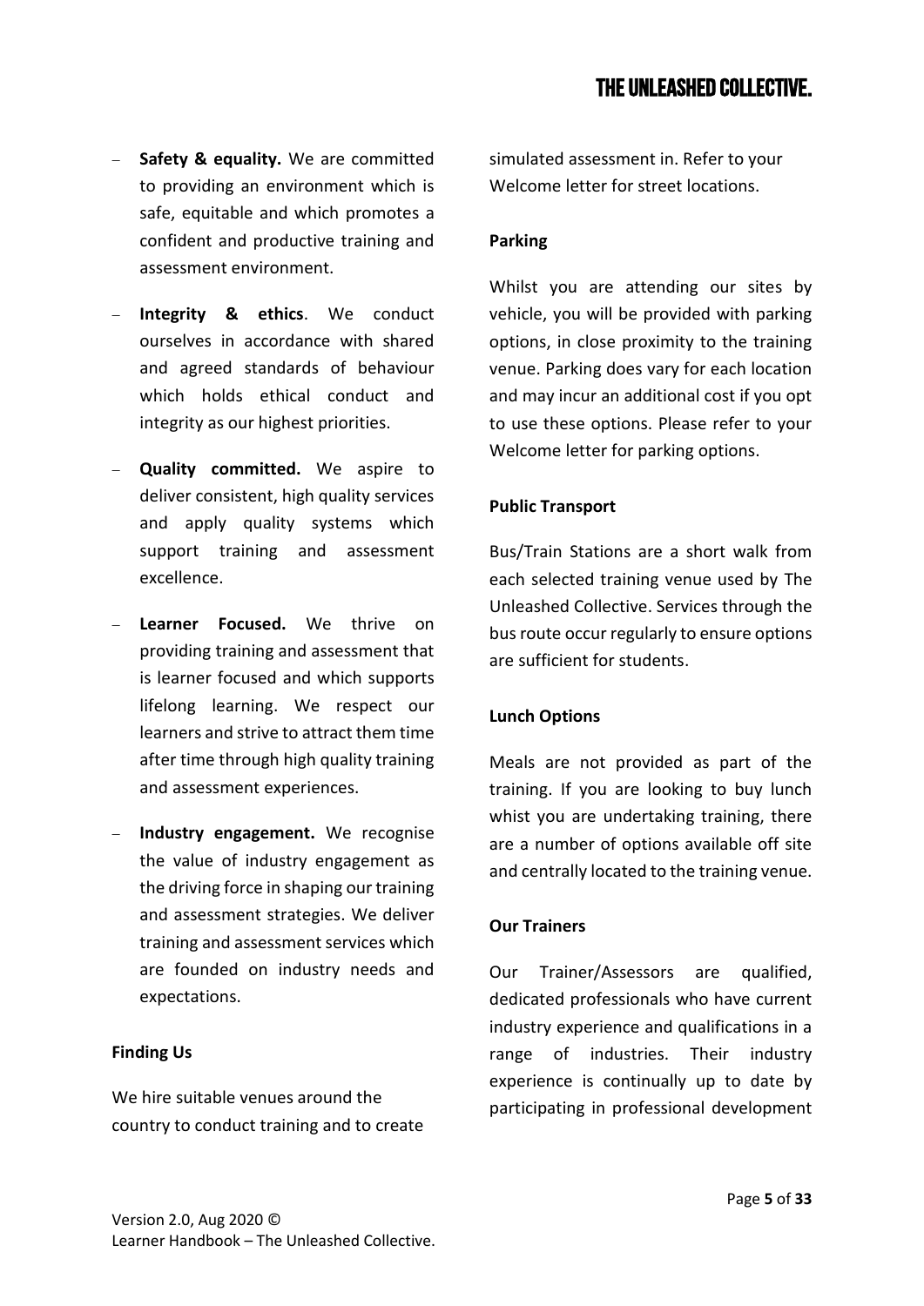- **Safety & equality.** We are committed to providing an environment which is safe, equitable and which promotes a confident and productive training and assessment environment.
- **Integrity & ethics**. We conduct ourselves in accordance with shared and agreed standards of behaviour which holds ethical conduct and integrity as our highest priorities.
- **Quality committed.** We aspire to deliver consistent, high quality services and apply quality systems which support training and assessment excellence.
- **Learner Focused.** We thrive on providing training and assessment that is learner focused and which supports lifelong learning. We respect our learners and strive to attract them time after time through high quality training and assessment experiences.
- **Industry engagement.** We recognise the value of industry engagement as the driving force in shaping our training and assessment strategies. We deliver training and assessment services which are founded on industry needs and expectations.

**Finding Us**

We hire suitable venues around the country to conduct training and to create simulated assessment in. Refer to your Welcome letter for street locations.

**Parking**

Whilst you are attending our sites by vehicle, you will be provided with parking options, in close proximity to the training venue. Parking does vary for each location and may incur an additional cost if you opt to use these options. Please refer to your Welcome letter for parking options.

**Public Transport**

Bus/Train Stations are a short walk from each selected training venue used by The Unleashed Collective. Services through the bus route occur regularly to ensure options are sufficient for students.

**Lunch Options**

Meals are not provided as part of the training. If you are looking to buy lunch whist you are undertaking training, there are a number of options available off site and centrally located to the training venue.

**Our Trainers**

Our Trainer/Assessors are qualified, dedicated professionals who have current industry experience and qualifications in a range of industries. Their industry experience is continually up to date by participating in professional development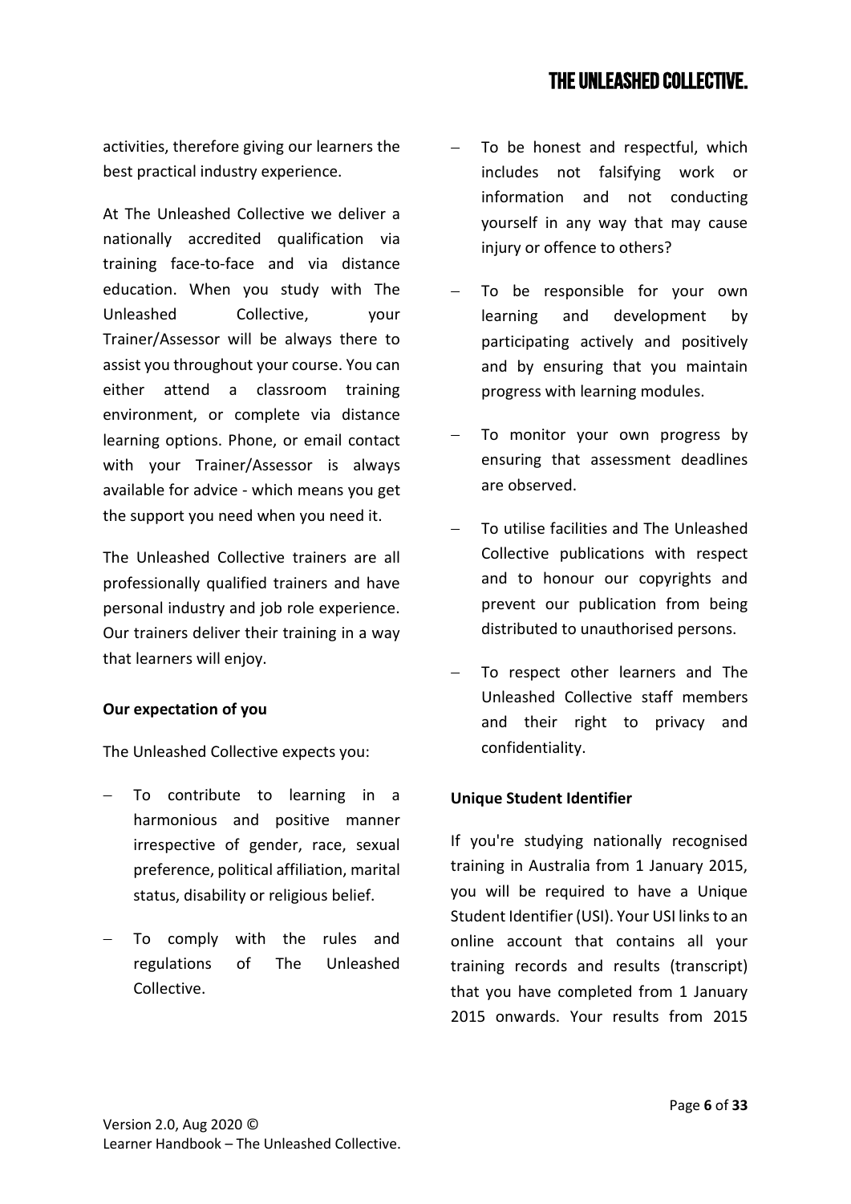activities, therefore giving our learners the best practical industry experience.

At The Unleashed Collective we deliver a nationally accredited qualification via training face-to-face and via distance education. When you study with The Unleashed Collective, your Trainer/Assessor will be always there to assist you throughout your course. You can either attend a classroom training environment, or complete via distance learning options. Phone, or email contact with your Trainer/Assessor is always available for advice - which means you get the support you need when you need it.

The Unleashed Collective trainers are all professionally qualified trainers and have personal industry and job role experience. Our trainers deliver their training in a way that learners will enjoy.

**Our expectation of you**

The Unleashed Collective expects you:

- To contribute to learning in a harmonious and positive manner irrespective of gender, race, sexual preference, political affiliation, marital status, disability or religious belief.
- To comply with the rules and regulations of The Unleashed Collective.
- To be honest and respectful, which includes not falsifying work or information and not conducting yourself in any way that may cause injury or offence to others?
- To be responsible for your own learning and development by participating actively and positively and by ensuring that you maintain progress with learning modules.
- To monitor your own progress by ensuring that assessment deadlines are observed.
- To utilise facilities and The Unleashed Collective publications with respect and to honour our copyrights and prevent our publication from being distributed to unauthorised persons.
- To respect other learners and The Unleashed Collective staff members and their right to privacy and confidentiality.

**Unique Student Identifier**

If you're studying nationally recognised training in Australia from 1 January 2015, you will be required to have a Unique Student Identifier (USI). Your USI links to an online account that contains all your training records and results (transcript) that you have completed from 1 January 2015 onwards. Your results from 2015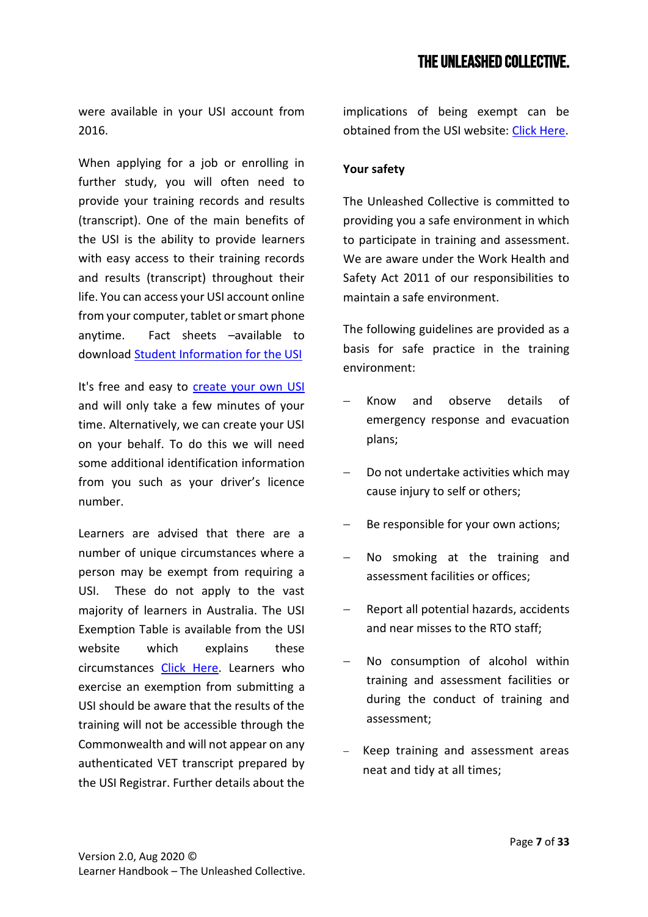were available in your USI account from 2016.

When applying for a job or enrolling in further study, you will often need to provide your training records and results (transcript). One of the main benefits of the USI is the ability to provide learners with easy access to their training records and results (transcript) throughout their life. You can access your USI account online from your computer, tablet or smart phone anytime. Fact sheets –available to download [Student Information for the USI]

It's free and easy to [create your own USI] and will only take a few minutes of your time. Alternatively, we can create your USI on your behalf. To do this we will need some additional identification information from you such as your driver's licence number.

Learners are advised that there are a number of unique circumstances where a person may be exempt from requiring a USI. These do not apply to the vast majority of learners in Australia. The USI Exemption Table is available from the USI website which explains these circumstances [Click Here]. Learners who exercise an exemption from submitting a USI should be aware that the results of the training will not be accessible through the Commonwealth and will not appear on any authenticated VET transcript prepared by the USI Registrar. Further details about the implications of being exempt can be obtained from the USI website: [Click Here].

**Your safety**

The Unleashed Collective is committed to providing you a safe environment in which to participate in training and assessment. We are aware under the Work Health and Safety Act 2011 of our responsibilities to maintain a safe environment.

The following guidelines are provided as a basis for safe practice in the training environment:

- Know and observe details of emergency response and evacuation plans;
- Do not undertake activities which may cause injury to self or others;
- Be responsible for your own actions;
- No smoking at the training and assessment facilities or offices;
- Report all potential hazards, accidents and near misses to the RTO staff;
- No consumption of alcohol within training and assessment facilities or during the conduct of training and assessment;
- Keep training and assessment areas neat and tidy at all times;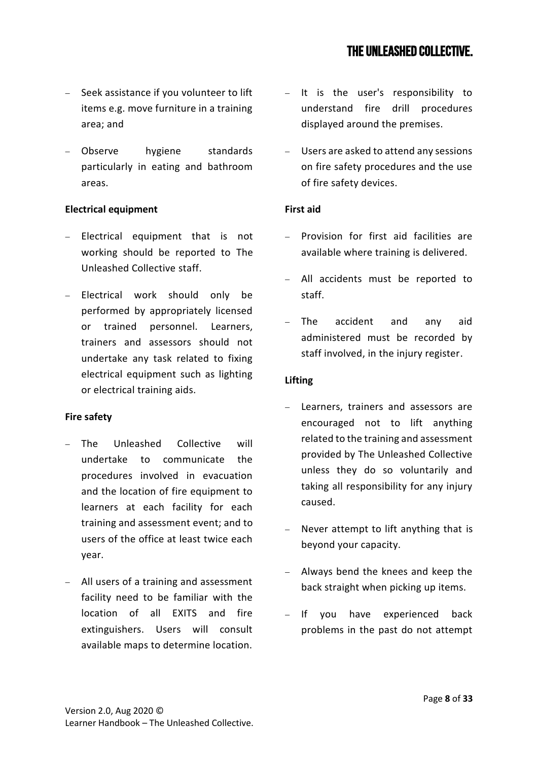- Seek assistance if you volunteer to lift items e.g. move furniture in a training area; and
- Observe hygiene standards particularly in eating and bathroom areas.

**Electrical equipment**

- Electrical equipment that is not working should be reported to The Unleashed Collective staff.
- Electrical work should only be performed by appropriately licensed or trained personnel. Learners, trainers and assessors should not undertake any task related to fixing electrical equipment such as lighting or electrical training aids.

**Fire safety**

- The Unleashed Collective will undertake to communicate the procedures involved in evacuation and the location of fire equipment to learners at each facility for each training and assessment event; and to users of the office at least twice each year.
- All users of a training and assessment facility need to be familiar with the location of all EXITS and fire extinguishers. Users will consult available maps to determine location.
- It is the user's responsibility to understand fire drill procedures displayed around the premises.
- Users are asked to attend any sessions on fire safety procedures and the use of fire safety devices.

**First aid**

- Provision for first aid facilities are available where training is delivered.
- All accidents must be reported to staff.
- The accident and any aid administered must be recorded by staff involved, in the injury register.

**Lifting**

- Learners, trainers and assessors are encouraged not to lift anything related to the training and assessment provided by The Unleashed Collective unless they do so voluntarily and taking all responsibility for any injury caused.
- Never attempt to lift anything that is beyond your capacity.
- Always bend the knees and keep the back straight when picking up items.
- If you have experienced back problems in the past do not attempt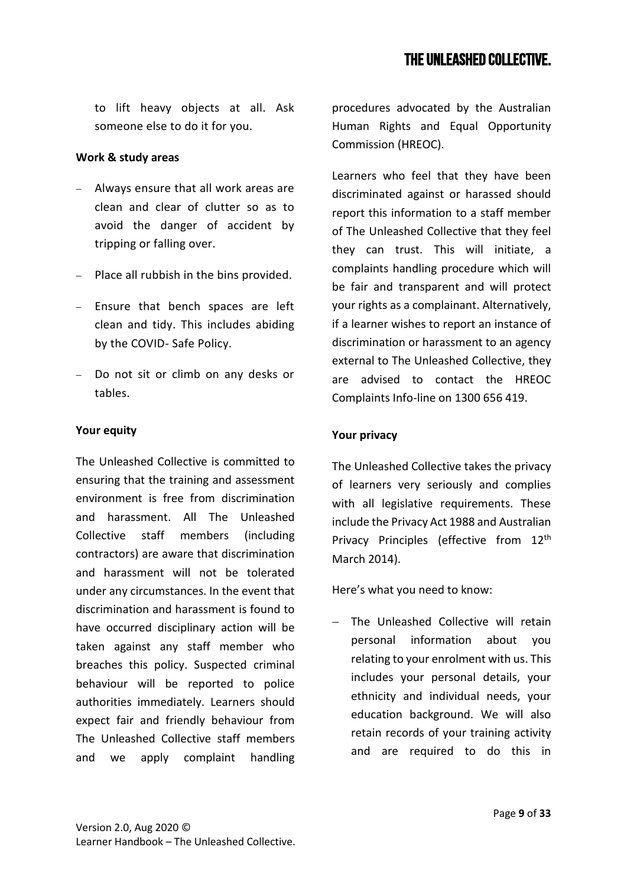to lift heavy objects at all. Ask someone else to do it for you.

**Work & study areas**

- Always ensure that all work areas are clean and clear of clutter so as to avoid the danger of accident by tripping or falling over.
- Place all rubbish in the bins provided.
- Ensure that bench spaces are left clean and tidy. This includes abiding by the COVID- Safe Policy.
- Do not sit or climb on any desks or tables.

**Your equity**

The Unleashed Collective is committed to ensuring that the training and assessment environment is free from discrimination and harassment. All The Unleashed Collective staff members (including contractors) are aware that discrimination and harassment will not be tolerated under any circumstances. In the event that discrimination and harassment is found to have occurred disciplinary action will be taken against any staff member who breaches this policy. Suspected criminal behaviour will be reported to police authorities immediately. Learners should expect fair and friendly behaviour from The Unleashed Collective staff members and we apply complaint handling procedures advocated by the Australian Human Rights and Equal Opportunity Commission (HREOC).

Learners who feel that they have been discriminated against or harassed should report this information to a staff member of The Unleashed Collective that they feel they can trust. This will initiate, a complaints handling procedure which will be fair and transparent and will protect your rights as a complainant. Alternatively, if a learner wishes to report an instance of discrimination or harassment to an agency external to The Unleashed Collective, they are advised to contact the HREOC Complaints Info-line on 1300 656 419.

**Your privacy**

The Unleashed Collective takes the privacy of learners very seriously and complies with all legislative requirements. These include the Privacy Act 1988 and Australian Privacy Principles (effective from 12th March 2014).

Here's what you need to know:

- The Unleashed Collective will retain personal information about you relating to your enrolment with us. This includes your personal details, your ethnicity and individual needs, your education background. We will also retain records of your training activity and are required to do this in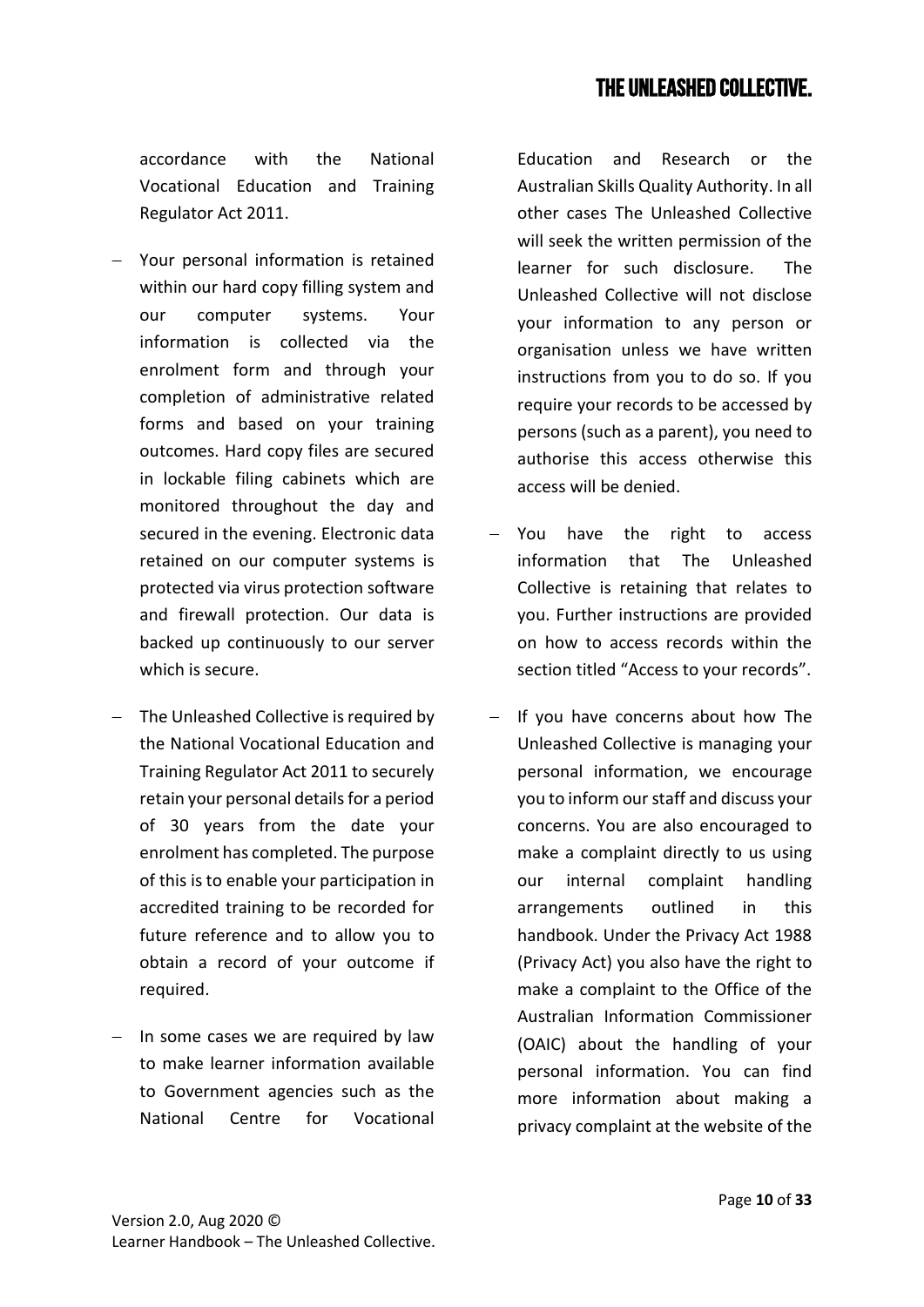accordance with the National Vocational Education and Training Regulator Act 2011.

- Your personal information is retained within our hard copy filling system and our computer systems. Your information is collected via the enrolment form and through your completion of administrative related forms and based on your training outcomes. Hard copy files are secured in lockable filing cabinets which are monitored throughout the day and secured in the evening. Electronic data retained on our computer systems is protected via virus protection software and firewall protection. Our data is backed up continuously to our server which is secure.

- The Unleashed Collective is required by the National Vocational Education and Training Regulator Act 2011 to securely retain your personal details for a period of 30 years from the date your enrolment has completed. The purpose of this is to enable your participation in accredited training to be recorded for future reference and to allow you to obtain a record of your outcome if required.

- In some cases we are required by law to make learner information available to Government agencies such as the National Centre for Vocational Education and Research or the Australian Skills Quality Authority. In all other cases The Unleashed Collective will seek the written permission of the learner for such disclosure. The Unleashed Collective will not disclose your information to any person or organisation unless we have written instructions from you to do so. If you require your records to be accessed by persons (such as a parent), you need to authorise this access otherwise this access will be denied.

- You have the right to access information that The Unleashed Collective is retaining that relates to you. Further instructions are provided on how to access records within the section titled "Access to your records".

- If you have concerns about how The Unleashed Collective is managing your personal information, we encourage you to inform our staff and discuss your concerns. You are also encouraged to make a complaint directly to us using our internal complaint handling arrangements outlined in this handbook. Under the Privacy Act 1988 (Privacy Act) you also have the right to make a complaint to the Office of the Australian Information Commissioner (OAIC) about the handling of your personal information. You can find more information about making a privacy complaint at the website of the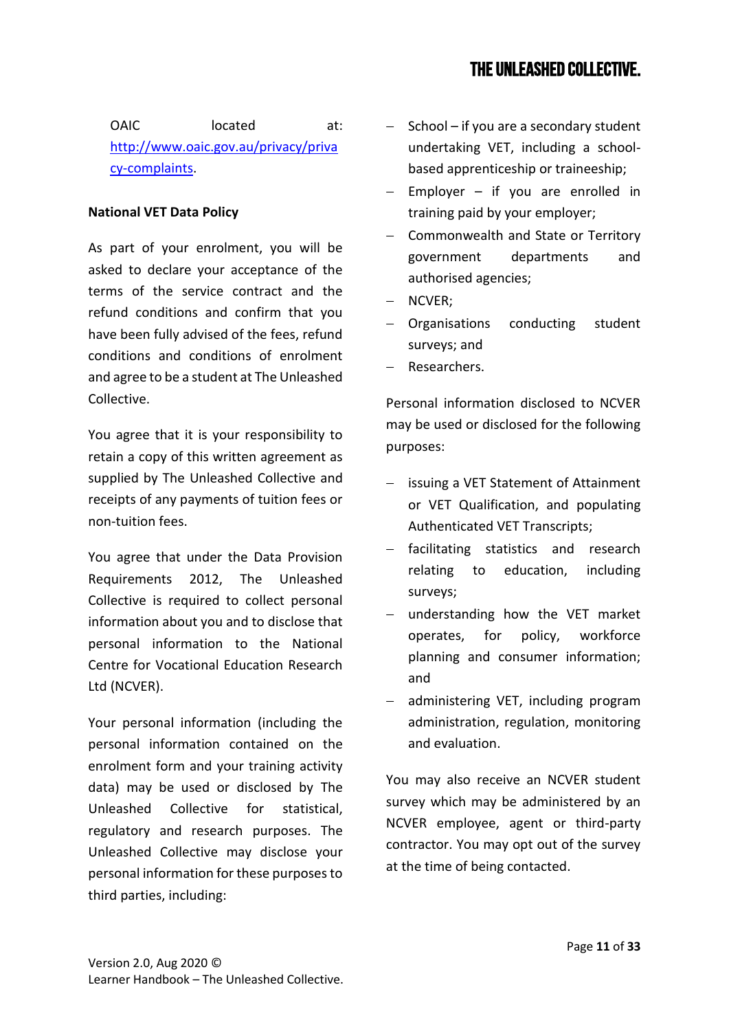OAIC located at: [http://www.oaic.gov.au/privacy/privacy-complaints](http://www.oaic.gov.au/privacy/privacy-complaints).

**National VET Data Policy**

As part of your enrolment, you will be asked to declare your acceptance of the terms of the service contract and the refund conditions and confirm that you have been fully advised of the fees, refund conditions and conditions of enrolment and agree to be a student at The Unleashed Collective.

You agree that it is your responsibility to retain a copy of this written agreement as supplied by The Unleashed Collective and receipts of any payments of tuition fees or non-tuition fees.

You agree that under the Data Provision Requirements 2012, The Unleashed Collective is required to collect personal information about you and to disclose that personal information to the National Centre for Vocational Education Research Ltd (NCVER).

Your personal information (including the personal information contained on the enrolment form and your training activity data) may be used or disclosed by The Unleashed Collective for statistical, regulatory and research purposes. The Unleashed Collective may disclose your personal information for these purposes to third parties, including:

- School – if you are a secondary student undertaking VET, including a school-based apprenticeship or traineeship;
- Employer – if you are enrolled in training paid by your employer;
- Commonwealth and State or Territory government departments and authorised agencies;
- NCVER;
- Organisations conducting student surveys; and
- Researchers.

Personal information disclosed to NCVER may be used or disclosed for the following purposes:

- issuing a VET Statement of Attainment or VET Qualification, and populating Authenticated VET Transcripts;
- facilitating statistics and research relating to education, including surveys;
- understanding how the VET market operates, for policy, workforce planning and consumer information; and
- administering VET, including program administration, regulation, monitoring and evaluation.

You may also receive an NCVER student survey which may be administered by an NCVER employee, agent or third-party contractor. You may opt out of the survey at the time of being contacted.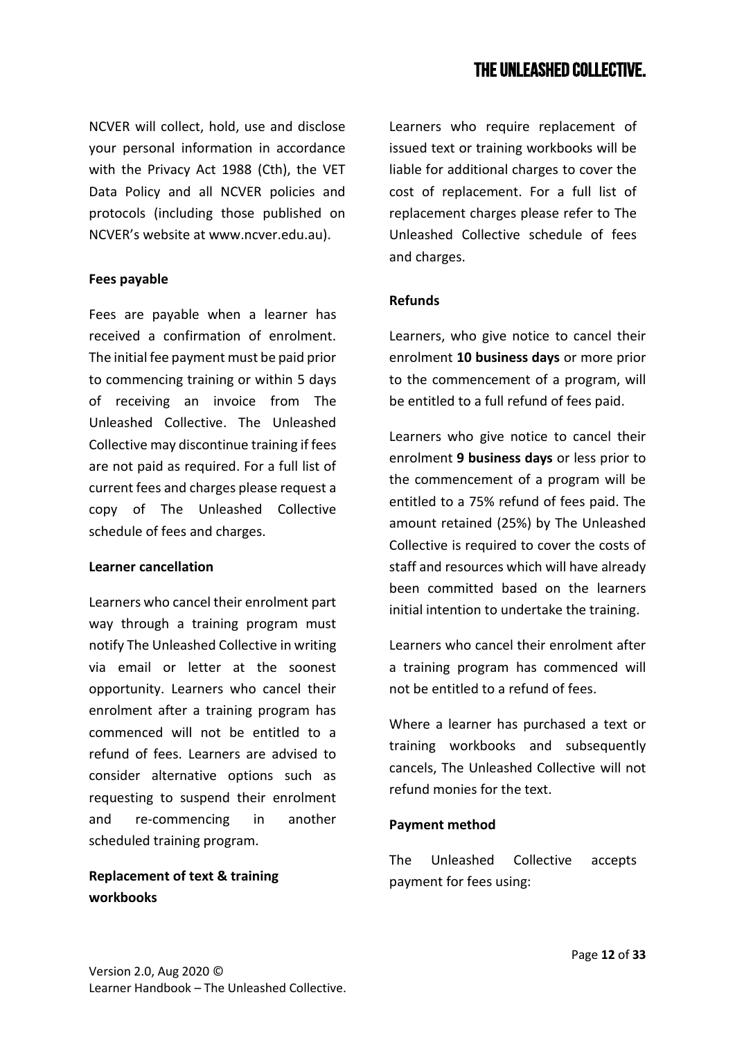NCVER will collect, hold, use and disclose your personal information in accordance with the Privacy Act 1988 (Cth), the VET Data Policy and all NCVER policies and protocols (including those published on NCVER's website at www.ncver.edu.au).

**Fees payable**

Fees are payable when a learner has received a confirmation of enrolment. The initial fee payment must be paid prior to commencing training or within 5 days of receiving an invoice from The Unleashed Collective. The Unleashed Collective may discontinue training if fees are not paid as required. For a full list of current fees and charges please request a copy of The Unleashed Collective schedule of fees and charges.

**Learner cancellation**

Learners who cancel their enrolment part way through a training program must notify The Unleashed Collective in writing via email or letter at the soonest opportunity. Learners who cancel their enrolment after a training program has commenced will not be entitled to a refund of fees. Learners are advised to consider alternative options such as requesting to suspend their enrolment and re-commencing in another scheduled training program.

**Replacement of text & training workbooks**

Learners who require replacement of issued text or training workbooks will be liable for additional charges to cover the cost of replacement. For a full list of replacement charges please refer to The Unleashed Collective schedule of fees and charges.

**Refunds**

Learners, who give notice to cancel their enrolment **10 business days** or more prior to the commencement of a program, will be entitled to a full refund of fees paid.

Learners who give notice to cancel their enrolment **9 business days** or less prior to the commencement of a program will be entitled to a 75% refund of fees paid. The amount retained (25%) by The Unleashed Collective is required to cover the costs of staff and resources which will have already been committed based on the learners initial intention to undertake the training.

Learners who cancel their enrolment after a training program has commenced will not be entitled to a refund of fees.

Where a learner has purchased a text or training workbooks and subsequently cancels, The Unleashed Collective will not refund monies for the text.

**Payment method**

The Unleashed Collective accepts payment for fees using: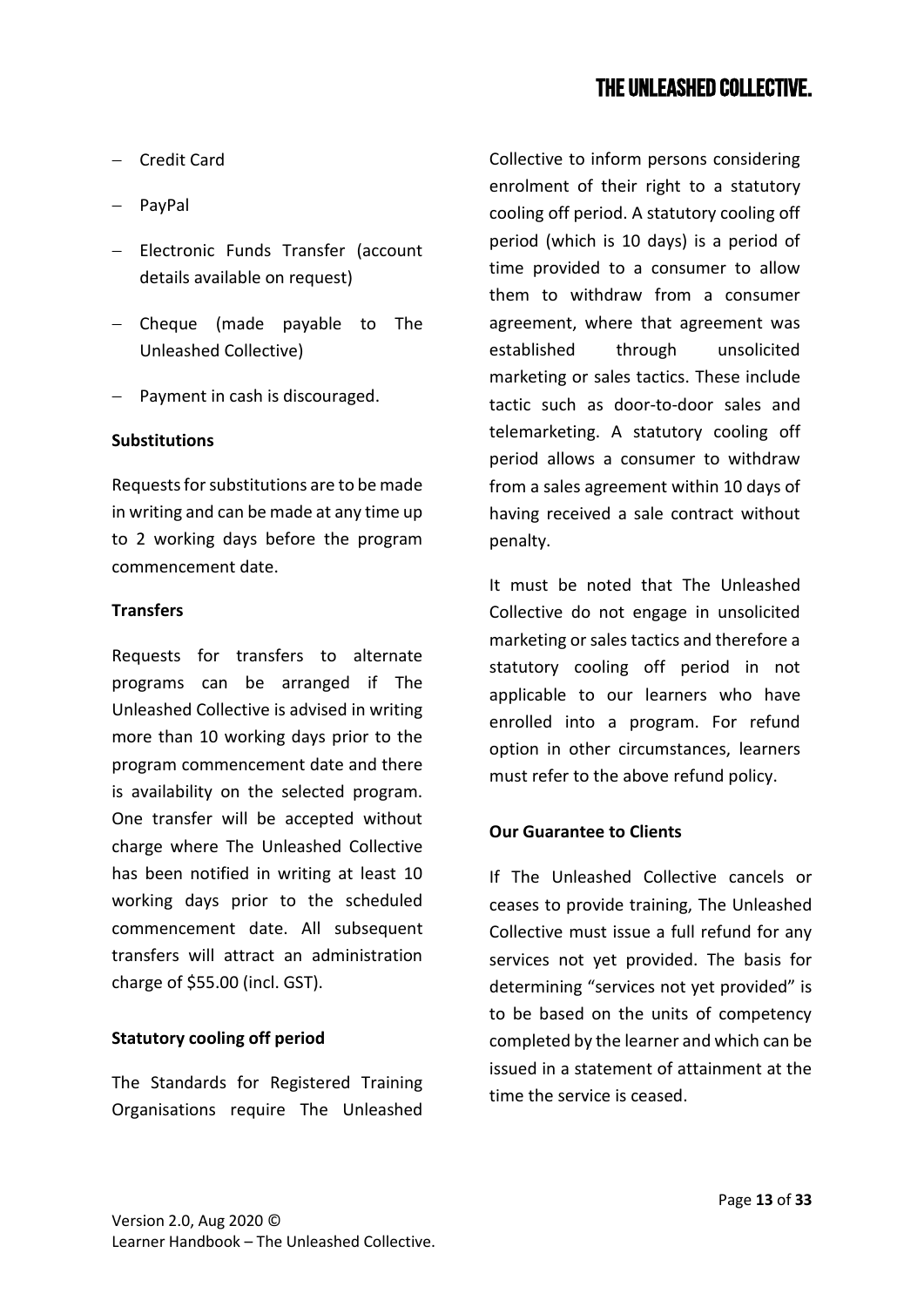- Credit Card
- PayPal
- Electronic Funds Transfer (account details available on request)
- Cheque (made payable to The Unleashed Collective)
- Payment in cash is discouraged.

**Substitutions**

Requests for substitutions are to be made in writing and can be made at any time up to 2 working days before the program commencement date.

**Transfers**

Requests for transfers to alternate programs can be arranged if The Unleashed Collective is advised in writing more than 10 working days prior to the program commencement date and there is availability on the selected program. One transfer will be accepted without charge where The Unleashed Collective has been notified in writing at least 10 working days prior to the scheduled commencement date. All subsequent transfers will attract an administration charge of $55.00 (incl. GST).

**Statutory cooling off period**

The Standards for Registered Training Organisations require The Unleashed Collective to inform persons considering enrolment of their right to a statutory cooling off period. A statutory cooling off period (which is 10 days) is a period of time provided to a consumer to allow them to withdraw from a consumer agreement, where that agreement was established through unsolicited marketing or sales tactics. These include tactic such as door-to-door sales and telemarketing. A statutory cooling off period allows a consumer to withdraw from a sales agreement within 10 days of having received a sale contract without penalty.

It must be noted that The Unleashed Collective do not engage in unsolicited marketing or sales tactics and therefore a statutory cooling off period in not applicable to our learners who have enrolled into a program. For refund option in other circumstances, learners must refer to the above refund policy.

**Our Guarantee to Clients**

If The Unleashed Collective cancels or ceases to provide training, The Unleashed Collective must issue a full refund for any services not yet provided. The basis for determining "services not yet provided" is to be based on the units of competency completed by the learner and which can be issued in a statement of attainment at the time the service is ceased.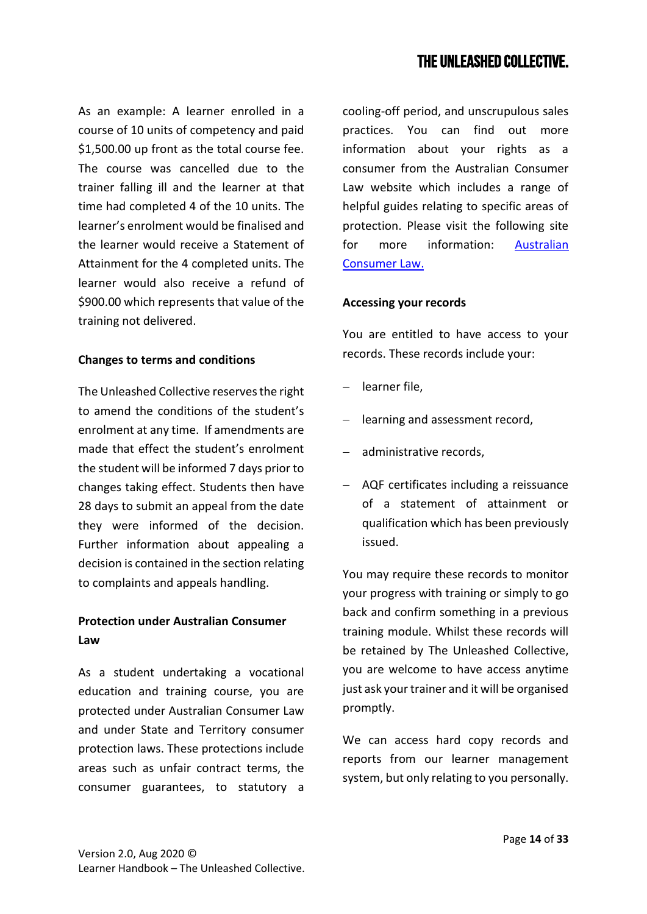As an example: A learner enrolled in a course of 10 units of competency and paid $1,500.00 up front as the total course fee. The course was cancelled due to the trainer falling ill and the learner at that time had completed 4 of the 10 units. The learner's enrolment would be finalised and the learner would receive a Statement of Attainment for the 4 completed units. The learner would also receive a refund of $900.00 which represents that value of the training not delivered.

**Changes to terms and conditions**

The Unleashed Collective reserves the right to amend the conditions of the student's enrolment at any time. If amendments are made that effect the student's enrolment the student will be informed 7 days prior to changes taking effect. Students then have 28 days to submit an appeal from the date they were informed of the decision. Further information about appealing a decision is contained in the section relating to complaints and appeals handling.

**Protection under Australian Consumer Law**

As a student undertaking a vocational education and training course, you are protected under Australian Consumer Law and under State and Territory consumer protection laws. These protections include areas such as unfair contract terms, the consumer guarantees, to statutory a cooling-off period, and unscrupulous sales practices. You can find out more information about your rights as a consumer from the Australian Consumer Law website which includes a range of helpful guides relating to specific areas of protection. Please visit the following site for more information: Australian Consumer Law.

**Accessing your records**

You are entitled to have access to your records. These records include your:

- learner file,
- learning and assessment record,
- administrative records,
- AQF certificates including a reissuance of a statement of attainment or qualification which has been previously issued.

You may require these records to monitor your progress with training or simply to go back and confirm something in a previous training module. Whilst these records will be retained by The Unleashed Collective, you are welcome to have access anytime just ask your trainer and it will be organised promptly.

We can access hard copy records and reports from our learner management system, but only relating to you personally.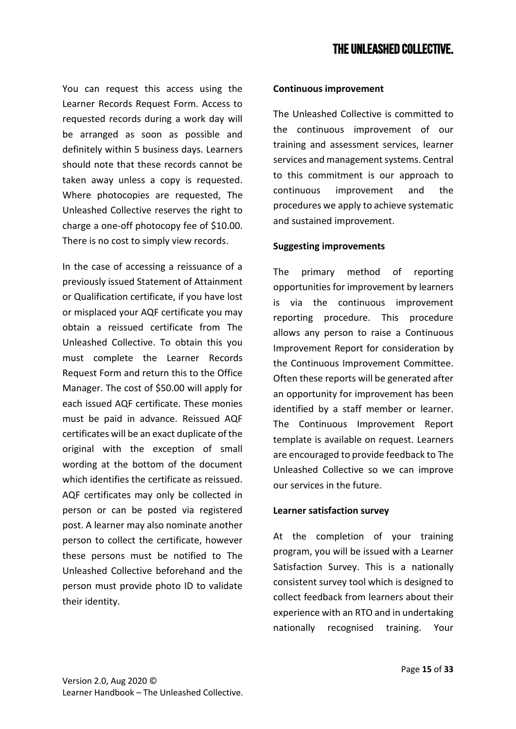You can request this access using the Learner Records Request Form. Access to requested records during a work day will be arranged as soon as possible and definitely within 5 business days. Learners should note that these records cannot be taken away unless a copy is requested. Where photocopies are requested, The Unleashed Collective reserves the right to charge a one-off photocopy fee of $10.00. There is no cost to simply view records.

In the case of accessing a reissuance of a previously issued Statement of Attainment or Qualification certificate, if you have lost or misplaced your AQF certificate you may obtain a reissued certificate from The Unleashed Collective. To obtain this you must complete the Learner Records Request Form and return this to the Office Manager. The cost of $50.00 will apply for each issued AQF certificate. These monies must be paid in advance. Reissued AQF certificates will be an exact duplicate of the original with the exception of small wording at the bottom of the document which identifies the certificate as reissued. AQF certificates may only be collected in person or can be posted via registered post. A learner may also nominate another person to collect the certificate, however these persons must be notified to The Unleashed Collective beforehand and the person must provide photo ID to validate their identity.

**Continuous improvement**

The Unleashed Collective is committed to the continuous improvement of our training and assessment services, learner services and management systems. Central to this commitment is our approach to continuous improvement and the procedures we apply to achieve systematic and sustained improvement.

**Suggesting improvements**

The primary method of reporting opportunities for improvement by learners is via the continuous improvement reporting procedure. This procedure allows any person to raise a Continuous Improvement Report for consideration by the Continuous Improvement Committee. Often these reports will be generated after an opportunity for improvement has been identified by a staff member or learner. The Continuous Improvement Report template is available on request. Learners are encouraged to provide feedback to The Unleashed Collective so we can improve our services in the future.

**Learner satisfaction survey**

At the completion of your training program, you will be issued with a Learner Satisfaction Survey. This is a nationally consistent survey tool which is designed to collect feedback from learners about their experience with an RTO and in undertaking nationally recognised training. Your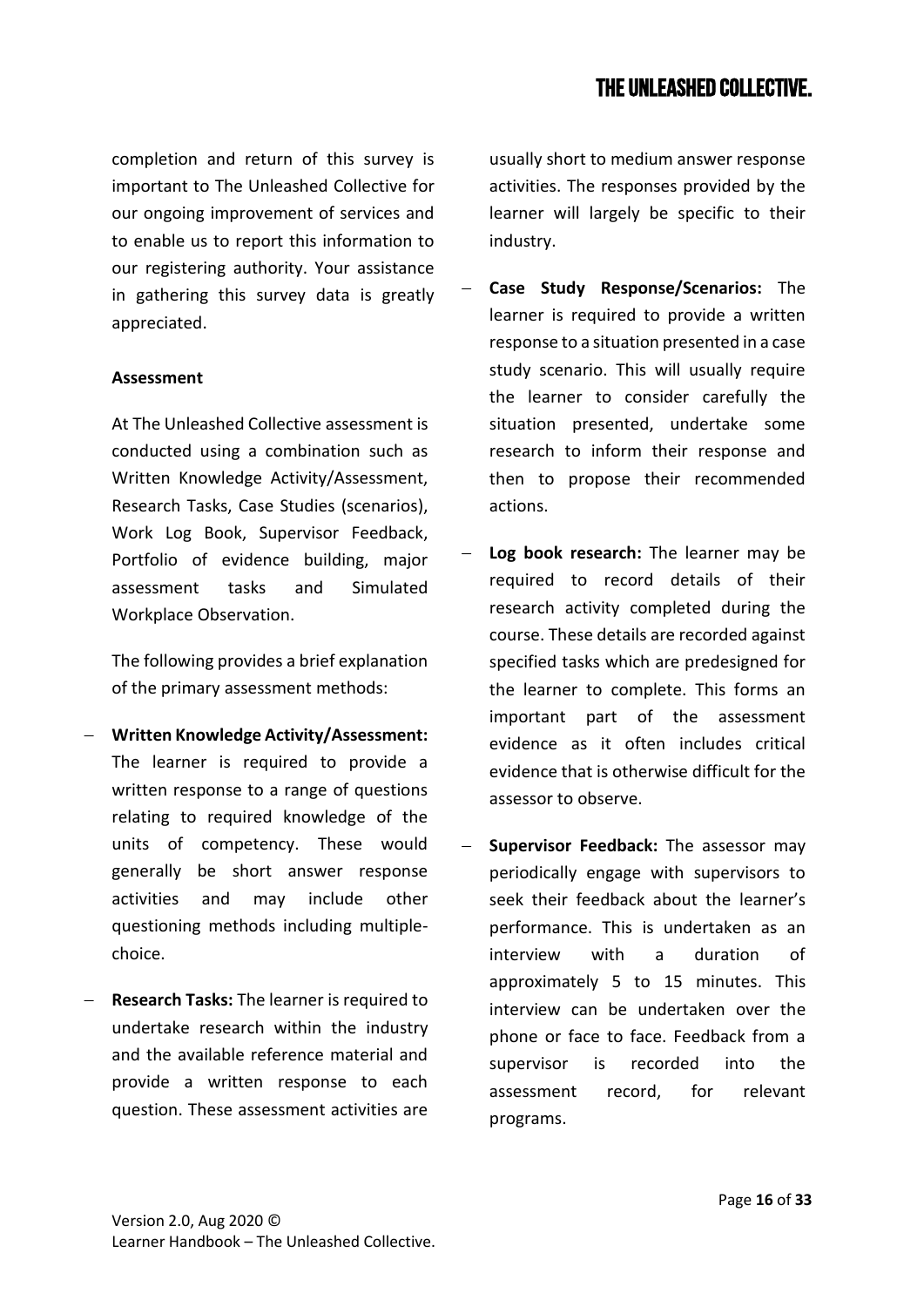completion and return of this survey is important to The Unleashed Collective for our ongoing improvement of services and to enable us to report this information to our registering authority. Your assistance in gathering this survey data is greatly appreciated.

**Assessment**

At The Unleashed Collective assessment is conducted using a combination such as Written Knowledge Activity/Assessment, Research Tasks, Case Studies (scenarios), Work Log Book, Supervisor Feedback, Portfolio of evidence building, major assessment tasks and Simulated Workplace Observation.

The following provides a brief explanation of the primary assessment methods:

- **Written Knowledge Activity/Assessment:** The learner is required to provide a written response to a range of questions relating to required knowledge of the units of competency. These would generally be short answer response activities and may include other questioning methods including multiple-choice.
- **Research Tasks:** The learner is required to undertake research within the industry and the available reference material and provide a written response to each question. These assessment activities are usually short to medium answer response activities. The responses provided by the learner will largely be specific to their industry.
- **Case Study Response/Scenarios:** The learner is required to provide a written response to a situation presented in a case study scenario. This will usually require the learner to consider carefully the situation presented, undertake some research to inform their response and then to propose their recommended actions.
- **Log book research:** The learner may be required to record details of their research activity completed during the course. These details are recorded against specified tasks which are predesigned for the learner to complete. This forms an important part of the assessment evidence as it often includes critical evidence that is otherwise difficult for the assessor to observe.
- **Supervisor Feedback:** The assessor may periodically engage with supervisors to seek their feedback about the learner's performance. This is undertaken as an interview with a duration of approximately 5 to 15 minutes. This interview can be undertaken over the phone or face to face. Feedback from a supervisor is recorded into the assessment record, for relevant programs.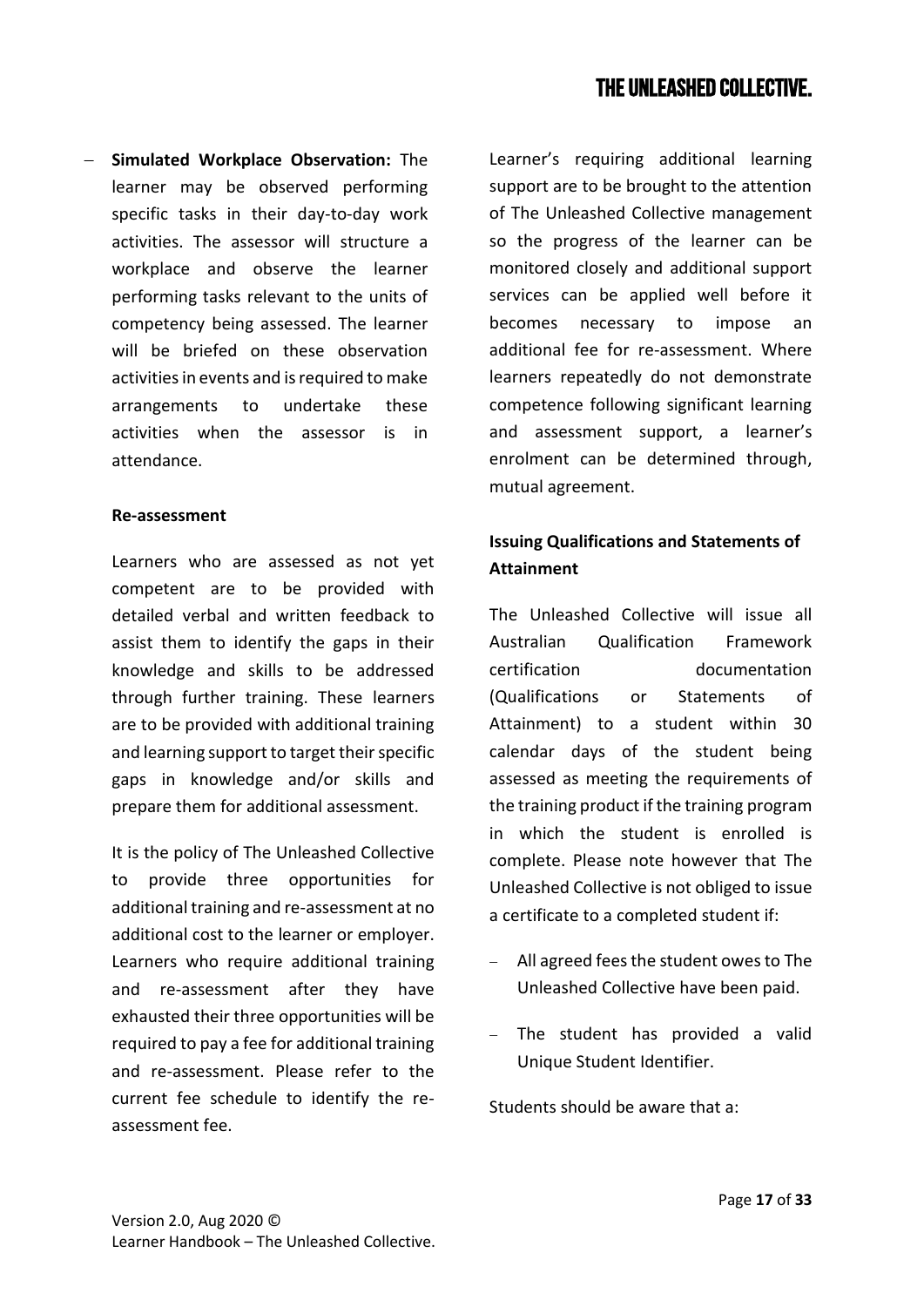- **Simulated Workplace Observation:** The learner may be observed performing specific tasks in their day-to-day work activities. The assessor will structure a workplace and observe the learner performing tasks relevant to the units of competency being assessed. The learner will be briefed on these observation activities in events and is required to make arrangements to undertake these activities when the assessor is in attendance.

**Re-assessment**

Learners who are assessed as not yet competent are to be provided with detailed verbal and written feedback to assist them to identify the gaps in their knowledge and skills to be addressed through further training. These learners are to be provided with additional training and learning support to target their specific gaps in knowledge and/or skills and prepare them for additional assessment.

It is the policy of The Unleashed Collective to provide three opportunities for additional training and re-assessment at no additional cost to the learner or employer. Learners who require additional training and re-assessment after they have exhausted their three opportunities will be required to pay a fee for additional training and re-assessment. Please refer to the current fee schedule to identify the re-assessment fee.

Learner's requiring additional learning support are to be brought to the attention of The Unleashed Collective management so the progress of the learner can be monitored closely and additional support services can be applied well before it becomes necessary to impose an additional fee for re-assessment. Where learners repeatedly do not demonstrate competence following significant learning and assessment support, a learner's enrolment can be determined through, mutual agreement.

**Issuing Qualifications and Statements of Attainment**

The Unleashed Collective will issue all Australian Qualification Framework certification documentation (Qualifications or Statements of Attainment) to a student within 30 calendar days of the student being assessed as meeting the requirements of the training product if the training program in which the student is enrolled is complete. Please note however that The Unleashed Collective is not obliged to issue a certificate to a completed student if:

- All agreed fees the student owes to The Unleashed Collective have been paid.
- The student has provided a valid Unique Student Identifier.

Students should be aware that a: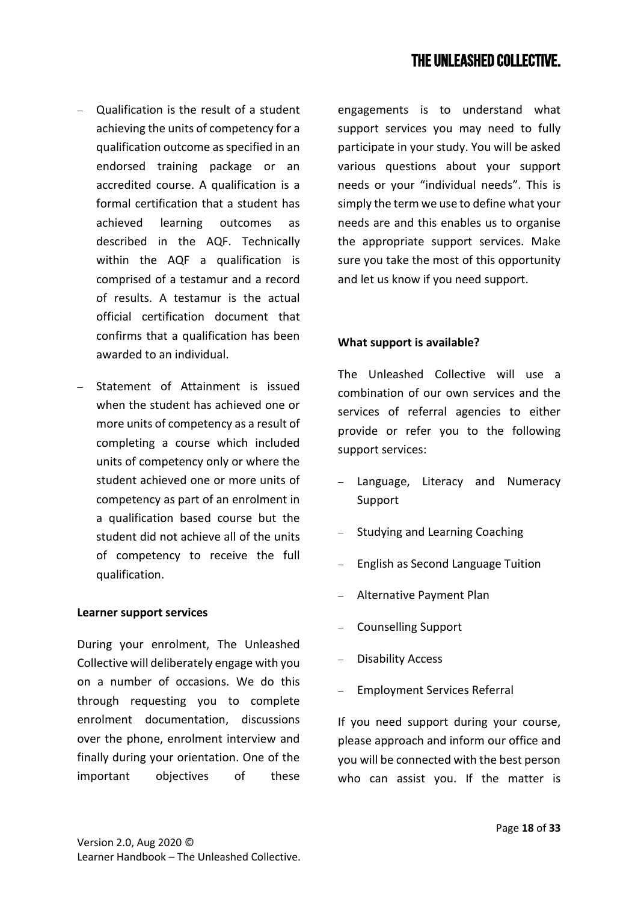- Qualification is the result of a student achieving the units of competency for a qualification outcome as specified in an endorsed training package or an accredited course. A qualification is a formal certification that a student has achieved learning outcomes as described in the AQF. Technically within the AQF a qualification is comprised of a testamur and a record of results. A testamur is the actual official certification document that confirms that a qualification has been awarded to an individual.
- Statement of Attainment is issued when the student has achieved one or more units of competency as a result of completing a course which included units of competency only or where the student achieved one or more units of competency as part of an enrolment in a qualification based course but the student did not achieve all of the units of competency to receive the full qualification.

**Learner support services**

During your enrolment, The Unleashed Collective will deliberately engage with you on a number of occasions. We do this through requesting you to complete enrolment documentation, discussions over the phone, enrolment interview and finally during your orientation. One of the important objectives of these engagements is to understand what support services you may need to fully participate in your study. You will be asked various questions about your support needs or your "individual needs". This is simply the term we use to define what your needs are and this enables us to organise the appropriate support services. Make sure you take the most of this opportunity and let us know if you need support.

**What support is available?**

The Unleashed Collective will use a combination of our own services and the services of referral agencies to either provide or refer you to the following support services:

- Language, Literacy and Numeracy Support
- Studying and Learning Coaching
- English as Second Language Tuition
- Alternative Payment Plan
- Counselling Support
- Disability Access
- Employment Services Referral

If you need support during your course, please approach and inform our office and you will be connected with the best person who can assist you. If the matter is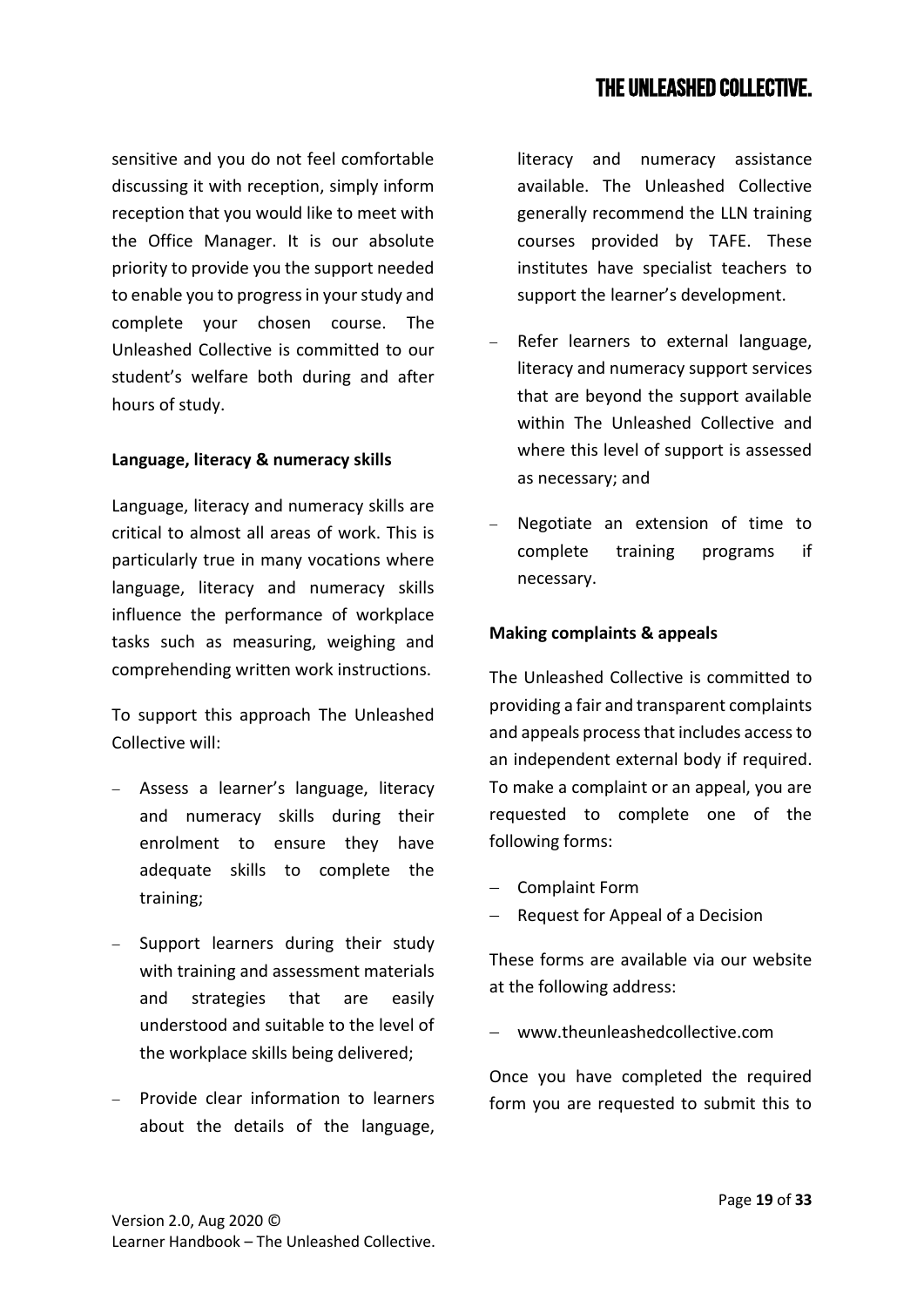sensitive and you do not feel comfortable discussing it with reception, simply inform reception that you would like to meet with the Office Manager. It is our absolute priority to provide you the support needed to enable you to progress in your study and complete your chosen course. The Unleashed Collective is committed to our student's welfare both during and after hours of study.

**Language, literacy & numeracy skills**

Language, literacy and numeracy skills are critical to almost all areas of work. This is particularly true in many vocations where language, literacy and numeracy skills influence the performance of workplace tasks such as measuring, weighing and comprehending written work instructions.

To support this approach The Unleashed Collective will:

- Assess a learner's language, literacy and numeracy skills during their enrolment to ensure they have adequate skills to complete the training;
- Support learners during their study with training and assessment materials and strategies that are easily understood and suitable to the level of the workplace skills being delivered;
- Provide clear information to learners about the details of the language, literacy and numeracy assistance available. The Unleashed Collective generally recommend the LLN training courses provided by TAFE. These institutes have specialist teachers to support the learner's development.
- Refer learners to external language, literacy and numeracy support services that are beyond the support available within The Unleashed Collective and where this level of support is assessed as necessary; and
- Negotiate an extension of time to complete training programs if necessary.

**Making complaints & appeals**

The Unleashed Collective is committed to providing a fair and transparent complaints and appeals process that includes access to an independent external body if required. To make a complaint or an appeal, you are requested to complete one of the following forms:

- Complaint Form
- Request for Appeal of a Decision

These forms are available via our website at the following address:

- www.theunleashedcollective.com

Once you have completed the required form you are requested to submit this to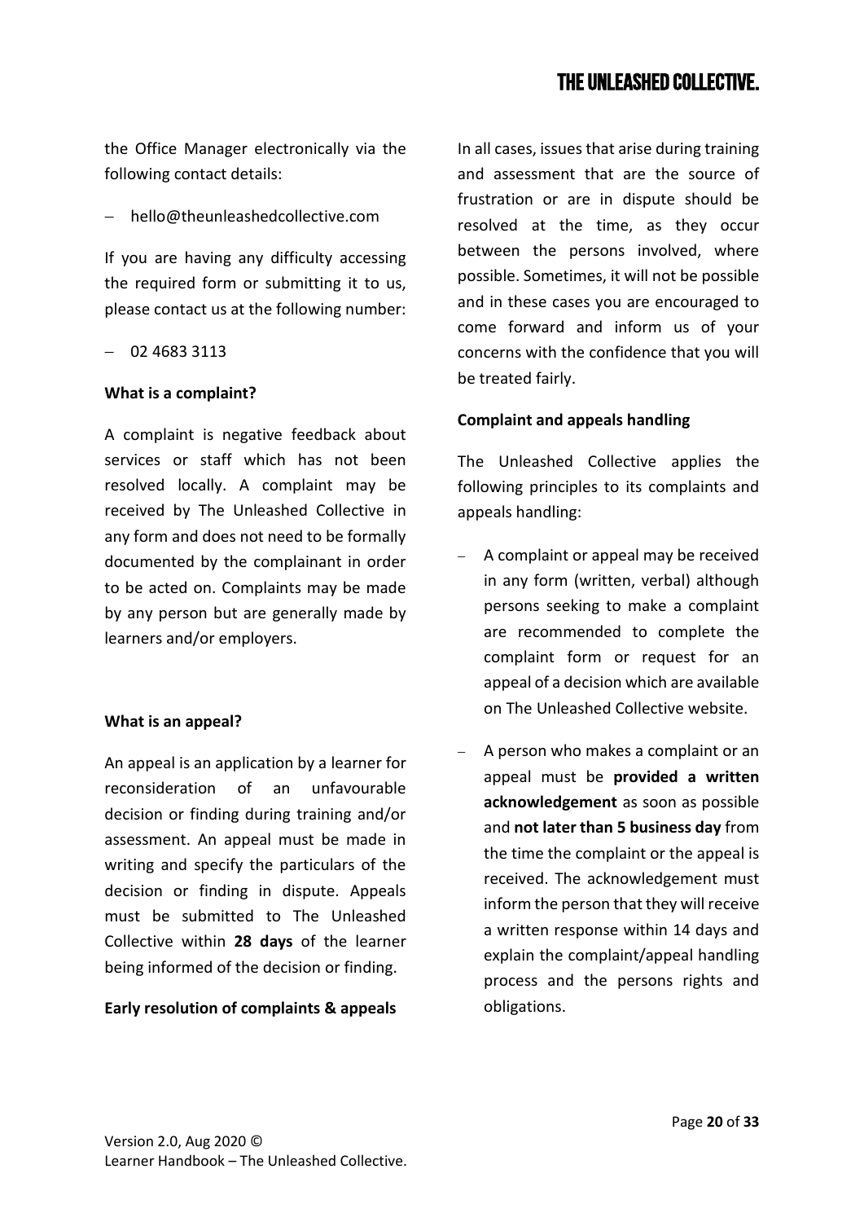the Office Manager electronically via the following contact details:

- hello@theunleashedcollective.com

If you are having any difficulty accessing the required form or submitting it to us, please contact us at the following number:

- 02 4683 3113

**What is a complaint?**

A complaint is negative feedback about services or staff which has not been resolved locally. A complaint may be received by The Unleashed Collective in any form and does not need to be formally documented by the complainant in order to be acted on. Complaints may be made by any person but are generally made by learners and/or employers.

**What is an appeal?**

An appeal is an application by a learner for reconsideration of an unfavourable decision or finding during training and/or assessment. An appeal must be made in writing and specify the particulars of the decision or finding in dispute. Appeals must be submitted to The Unleashed Collective within **28 days** of the learner being informed of the decision or finding.

**Early resolution of complaints & appeals**

In all cases, issues that arise during training and assessment that are the source of frustration or are in dispute should be resolved at the time, as they occur between the persons involved, where possible. Sometimes, it will not be possible and in these cases you are encouraged to come forward and inform us of your concerns with the confidence that you will be treated fairly.

**Complaint and appeals handling**

The Unleashed Collective applies the following principles to its complaints and appeals handling:

- A complaint or appeal may be received in any form (written, verbal) although persons seeking to make a complaint are recommended to complete the complaint form or request for an appeal of a decision which are available on The Unleashed Collective website.
- A person who makes a complaint or an appeal must be **provided a written acknowledgement** as soon as possible and **not later than 5 business day** from the time the complaint or the appeal is received. The acknowledgement must inform the person that they will receive a written response within 14 days and explain the complaint/appeal handling process and the persons rights and obligations.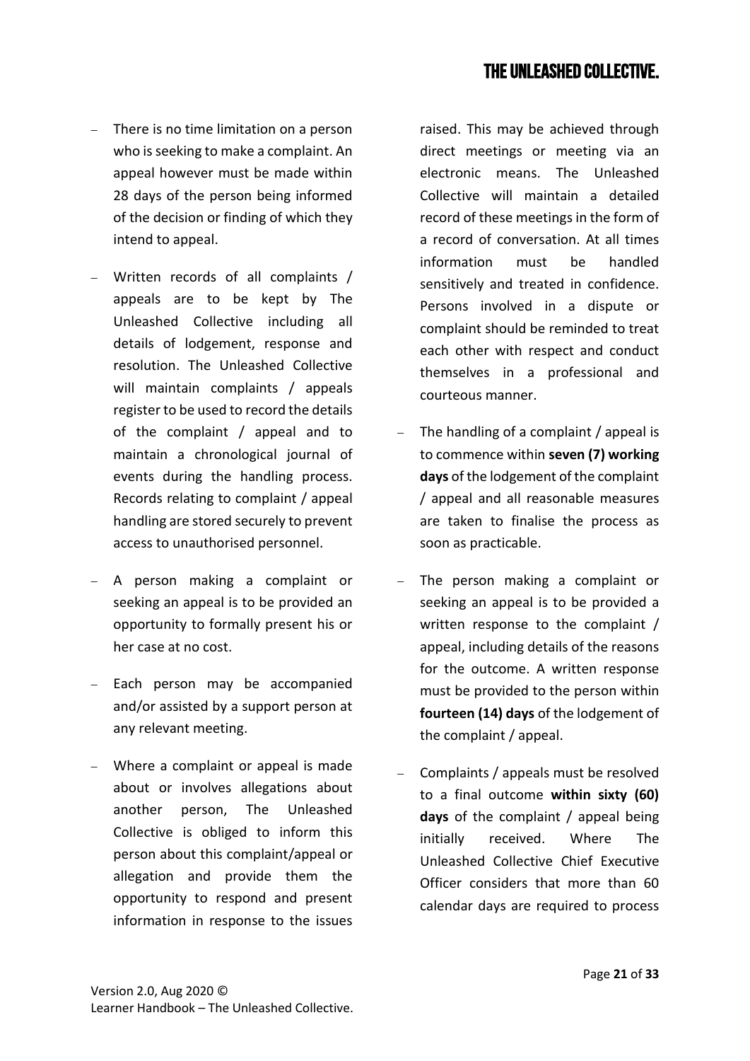- There is no time limitation on a person who is seeking to make a complaint. An appeal however must be made within 28 days of the person being informed of the decision or finding of which they intend to appeal.

- Written records of all complaints / appeals are to be kept by The Unleashed Collective including all details of lodgement, response and resolution. The Unleashed Collective will maintain complaints / appeals register to be used to record the details of the complaint / appeal and to maintain a chronological journal of events during the handling process. Records relating to complaint / appeal handling are stored securely to prevent access to unauthorised personnel.

- A person making a complaint or seeking an appeal is to be provided an opportunity to formally present his or her case at no cost.

- Each person may be accompanied and/or assisted by a support person at any relevant meeting.

- Where a complaint or appeal is made about or involves allegations about another person, The Unleashed Collective is obliged to inform this person about this complaint/appeal or allegation and provide them the opportunity to respond and present information in response to the issues raised. This may be achieved through direct meetings or meeting via an electronic means. The Unleashed Collective will maintain a detailed record of these meetings in the form of a record of conversation. At all times information must be handled sensitively and treated in confidence. Persons involved in a dispute or complaint should be reminded to treat each other with respect and conduct themselves in a professional and courteous manner.

- The handling of a complaint / appeal is to commence within **seven (7) working days** of the lodgement of the complaint / appeal and all reasonable measures are taken to finalise the process as soon as practicable.

- The person making a complaint or seeking an appeal is to be provided a written response to the complaint / appeal, including details of the reasons for the outcome. A written response must be provided to the person within **fourteen (14) days** of the lodgement of the complaint / appeal.

- Complaints / appeals must be resolved to a final outcome **within sixty (60) days** of the complaint / appeal being initially received. Where The Unleashed Collective Chief Executive Officer considers that more than 60 calendar days are required to process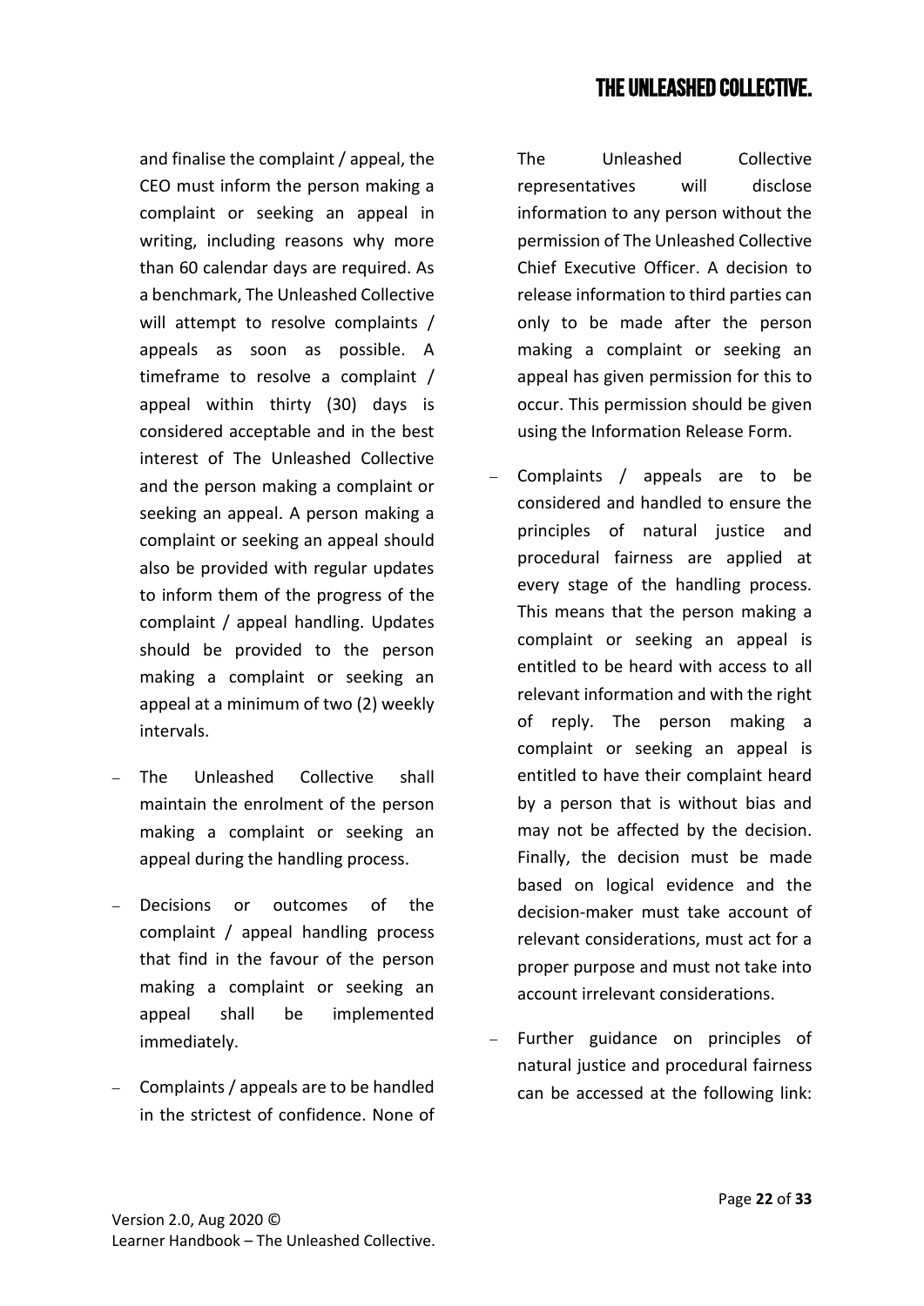and finalise the complaint / appeal, the CEO must inform the person making a complaint or seeking an appeal in writing, including reasons why more than 60 calendar days are required. As a benchmark, The Unleashed Collective will attempt to resolve complaints / appeals as soon as possible. A timeframe to resolve a complaint / appeal within thirty (30) days is considered acceptable and in the best interest of The Unleashed Collective and the person making a complaint or seeking an appeal. A person making a complaint or seeking an appeal should also be provided with regular updates to inform them of the progress of the complaint / appeal handling. Updates should be provided to the person making a complaint or seeking an appeal at a minimum of two (2) weekly intervals.

- The Unleashed Collective shall maintain the enrolment of the person making a complaint or seeking an appeal during the handling process.
- Decisions or outcomes of the complaint / appeal handling process that find in the favour of the person making a complaint or seeking an appeal shall be implemented immediately.
- Complaints / appeals are to be handled in the strictest of confidence. None of The Unleashed Collective representatives will disclose information to any person without the permission of The Unleashed Collective Chief Executive Officer. A decision to release information to third parties can only to be made after the person making a complaint or seeking an appeal has given permission for this to occur. This permission should be given using the Information Release Form.
- Complaints / appeals are to be considered and handled to ensure the principles of natural justice and procedural fairness are applied at every stage of the handling process. This means that the person making a complaint or seeking an appeal is entitled to be heard with access to all relevant information and with the right of reply. The person making a complaint or seeking an appeal is entitled to have their complaint heard by a person that is without bias and may not be affected by the decision. Finally, the decision must be made based on logical evidence and the decision-maker must take account of relevant considerations, must act for a proper purpose and must not take into account irrelevant considerations.
- Further guidance on principles of natural justice and procedural fairness can be accessed at the following link: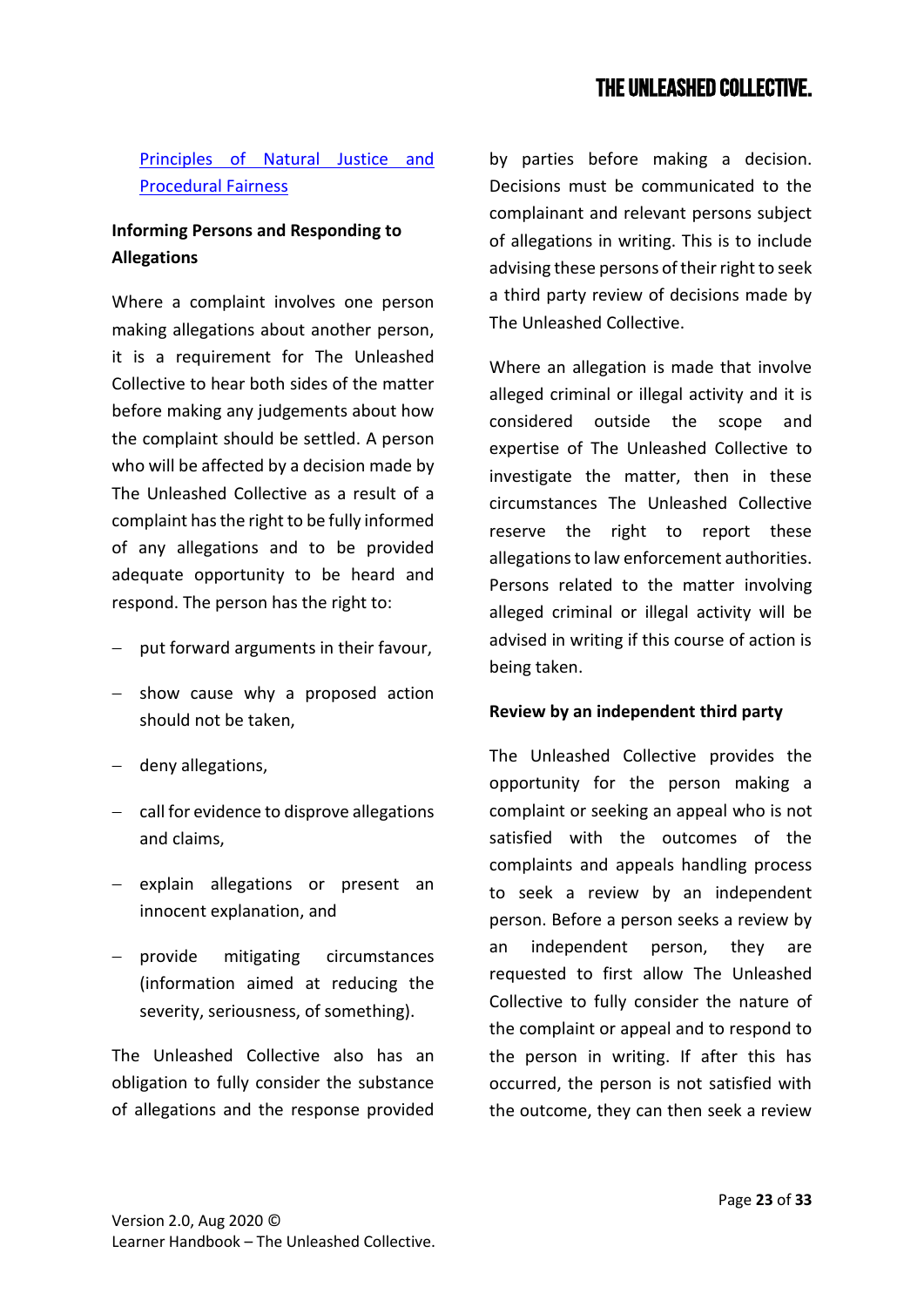[Principles of Natural Justice and Procedural Fairness]

**Informing Persons and Responding to Allegations**

Where a complaint involves one person making allegations about another person, it is a requirement for The Unleashed Collective to hear both sides of the matter before making any judgements about how the complaint should be settled. A person who will be affected by a decision made by The Unleashed Collective as a result of a complaint has the right to be fully informed of any allegations and to be provided adequate opportunity to be heard and respond. The person has the right to:

- put forward arguments in their favour,
- show cause why a proposed action should not be taken,
- deny allegations,
- call for evidence to disprove allegations and claims,
- explain allegations or present an innocent explanation, and
- provide mitigating circumstances (information aimed at reducing the severity, seriousness, of something).

The Unleashed Collective also has an obligation to fully consider the substance of allegations and the response provided by parties before making a decision. Decisions must be communicated to the complainant and relevant persons subject of allegations in writing. This is to include advising these persons of their right to seek a third party review of decisions made by The Unleashed Collective.

Where an allegation is made that involve alleged criminal or illegal activity and it is considered outside the scope and expertise of The Unleashed Collective to investigate the matter, then in these circumstances The Unleashed Collective reserve the right to report these allegations to law enforcement authorities. Persons related to the matter involving alleged criminal or illegal activity will be advised in writing if this course of action is being taken.

**Review by an independent third party**

The Unleashed Collective provides the opportunity for the person making a complaint or seeking an appeal who is not satisfied with the outcomes of the complaints and appeals handling process to seek a review by an independent person. Before a person seeks a review by an independent person, they are requested to first allow The Unleashed Collective to fully consider the nature of the complaint or appeal and to respond to the person in writing. If after this has occurred, the person is not satisfied with the outcome, they can then seek a review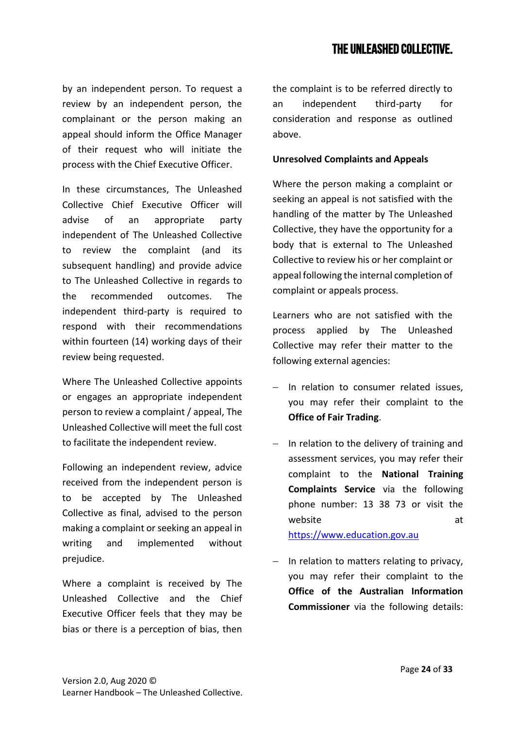by an independent person. To request a review by an independent person, the complainant or the person making an appeal should inform the Office Manager of their request who will initiate the process with the Chief Executive Officer.

In these circumstances, The Unleashed Collective Chief Executive Officer will advise of an appropriate party independent of The Unleashed Collective to review the complaint (and its subsequent handling) and provide advice to The Unleashed Collective in regards to the recommended outcomes. The independent third-party is required to respond with their recommendations within fourteen (14) working days of their review being requested.

Where The Unleashed Collective appoints or engages an appropriate independent person to review a complaint / appeal, The Unleashed Collective will meet the full cost to facilitate the independent review.

Following an independent review, advice received from the independent person is to be accepted by The Unleashed Collective as final, advised to the person making a complaint or seeking an appeal in writing and implemented without prejudice.

Where a complaint is received by The Unleashed Collective and the Chief Executive Officer feels that they may be bias or there is a perception of bias, then the complaint is to be referred directly to an independent third-party for consideration and response as outlined above.

**Unresolved Complaints and Appeals**

Where the person making a complaint or seeking an appeal is not satisfied with the handling of the matter by The Unleashed Collective, they have the opportunity for a body that is external to The Unleashed Collective to review his or her complaint or appeal following the internal completion of complaint or appeals process.

Learners who are not satisfied with the process applied by The Unleashed Collective may refer their matter to the following external agencies:

- In relation to consumer related issues, you may refer their complaint to the **Office of Fair Trading**.
- In relation to the delivery of training and assessment services, you may refer their complaint to the **National Training Complaints Service** via the following phone number: 13 38 73 or visit the website at https://www.education.gov.au
- In relation to matters relating to privacy, you may refer their complaint to the **Office of the Australian Information Commissioner** via the following details: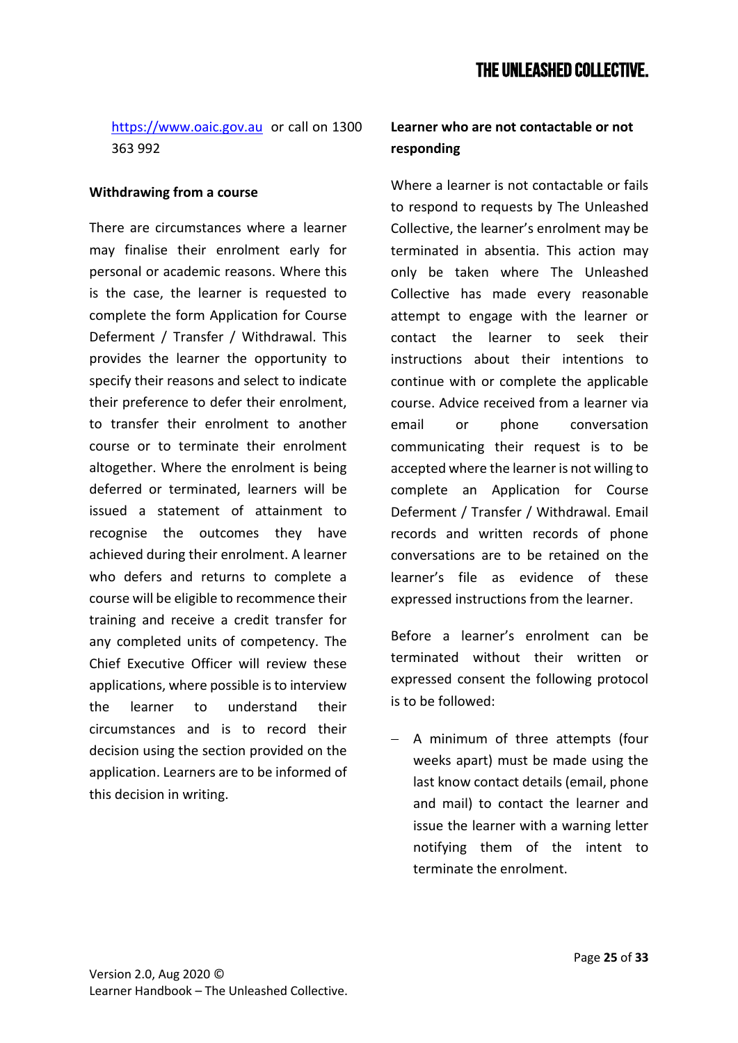https://www.oaic.gov.au or call on 1300 363 992

**Withdrawing from a course**

There are circumstances where a learner may finalise their enrolment early for personal or academic reasons. Where this is the case, the learner is requested to complete the form Application for Course Deferment / Transfer / Withdrawal. This provides the learner the opportunity to specify their reasons and select to indicate their preference to defer their enrolment, to transfer their enrolment to another course or to terminate their enrolment altogether. Where the enrolment is being deferred or terminated, learners will be issued a statement of attainment to recognise the outcomes they have achieved during their enrolment. A learner who defers and returns to complete a course will be eligible to recommence their training and receive a credit transfer for any completed units of competency. The Chief Executive Officer will review these applications, where possible is to interview the learner to understand their circumstances and is to record their decision using the section provided on the application. Learners are to be informed of this decision in writing.

**Learner who are not contactable or not responding**

Where a learner is not contactable or fails to respond to requests by The Unleashed Collective, the learner's enrolment may be terminated in absentia. This action may only be taken where The Unleashed Collective has made every reasonable attempt to engage with the learner or contact the learner to seek their instructions about their intentions to continue with or complete the applicable course. Advice received from a learner via email or phone conversation communicating their request is to be accepted where the learner is not willing to complete an Application for Course Deferment / Transfer / Withdrawal. Email records and written records of phone conversations are to be retained on the learner's file as evidence of these expressed instructions from the learner.

Before a learner's enrolment can be terminated without their written or expressed consent the following protocol is to be followed:

- A minimum of three attempts (four weeks apart) must be made using the last know contact details (email, phone and mail) to contact the learner and issue the learner with a warning letter notifying them of the intent to terminate the enrolment.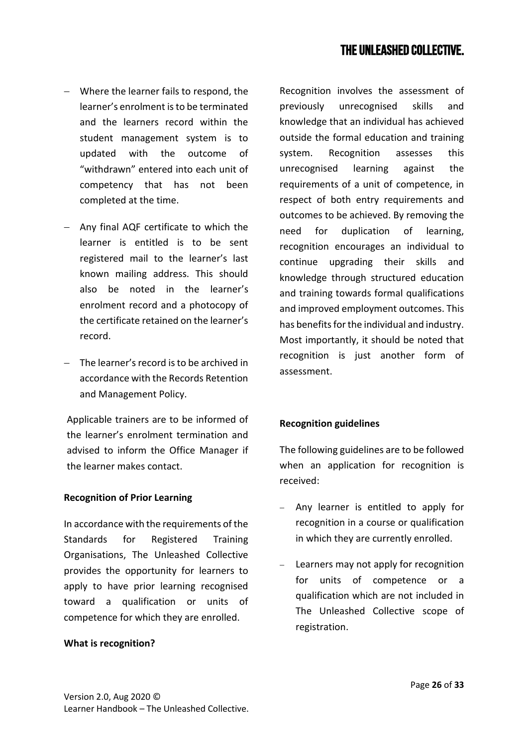- Where the learner fails to respond, the learner's enrolment is to be terminated and the learners record within the student management system is to updated with the outcome of "withdrawn" entered into each unit of competency that has not been completed at the time.
- Any final AQF certificate to which the learner is entitled is to be sent registered mail to the learner's last known mailing address. This should also be noted in the learner's enrolment record and a photocopy of the certificate retained on the learner's record.
- The learner's record is to be archived in accordance with the Records Retention and Management Policy.

Applicable trainers are to be informed of the learner's enrolment termination and advised to inform the Office Manager if the learner makes contact.

**Recognition of Prior Learning**

In accordance with the requirements of the Standards for Registered Training Organisations, The Unleashed Collective provides the opportunity for learners to apply to have prior learning recognised toward a qualification or units of competence for which they are enrolled.

**What is recognition?**

Recognition involves the assessment of previously unrecognised skills and knowledge that an individual has achieved outside the formal education and training system. Recognition assesses this unrecognised learning against the requirements of a unit of competence, in respect of both entry requirements and outcomes to be achieved. By removing the need for duplication of learning, recognition encourages an individual to continue upgrading their skills and knowledge through structured education and training towards formal qualifications and improved employment outcomes. This has benefits for the individual and industry. Most importantly, it should be noted that recognition is just another form of assessment.

**Recognition guidelines**

The following guidelines are to be followed when an application for recognition is received:

- Any learner is entitled to apply for recognition in a course or qualification in which they are currently enrolled.
- Learners may not apply for recognition for units of competence or a qualification which are not included in The Unleashed Collective scope of registration.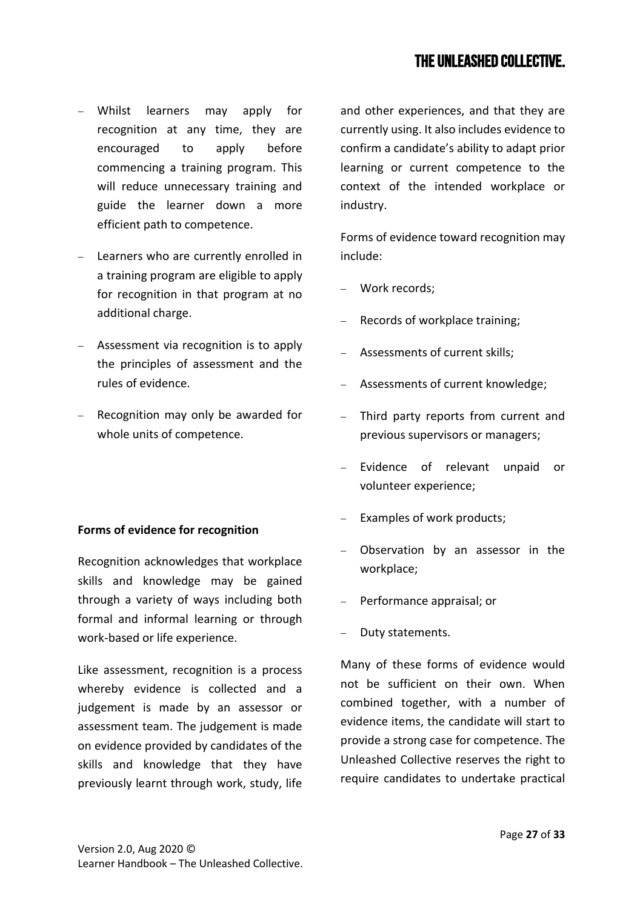- Whilst learners may apply for recognition at any time, they are encouraged to apply before commencing a training program. This will reduce unnecessary training and guide the learner down a more efficient path to competence.
- Learners who are currently enrolled in a training program are eligible to apply for recognition in that program at no additional charge.
- Assessment via recognition is to apply the principles of assessment and the rules of evidence.
- Recognition may only be awarded for whole units of competence.

**Forms of evidence for recognition**

Recognition acknowledges that workplace skills and knowledge may be gained through a variety of ways including both formal and informal learning or through work-based or life experience.

Like assessment, recognition is a process whereby evidence is collected and a judgement is made by an assessor or assessment team. The judgement is made on evidence provided by candidates of the skills and knowledge that they have previously learnt through work, study, life and other experiences, and that they are currently using. It also includes evidence to confirm a candidate's ability to adapt prior learning or current competence to the context of the intended workplace or industry.

Forms of evidence toward recognition may include:

- Work records;
- Records of workplace training;
- Assessments of current skills;
- Assessments of current knowledge;
- Third party reports from current and previous supervisors or managers;
- Evidence of relevant unpaid or volunteer experience;
- Examples of work products;
- Observation by an assessor in the workplace;
- Performance appraisal; or
- Duty statements.

Many of these forms of evidence would not be sufficient on their own. When combined together, with a number of evidence items, the candidate will start to provide a strong case for competence. The Unleashed Collective reserves the right to require candidates to undertake practical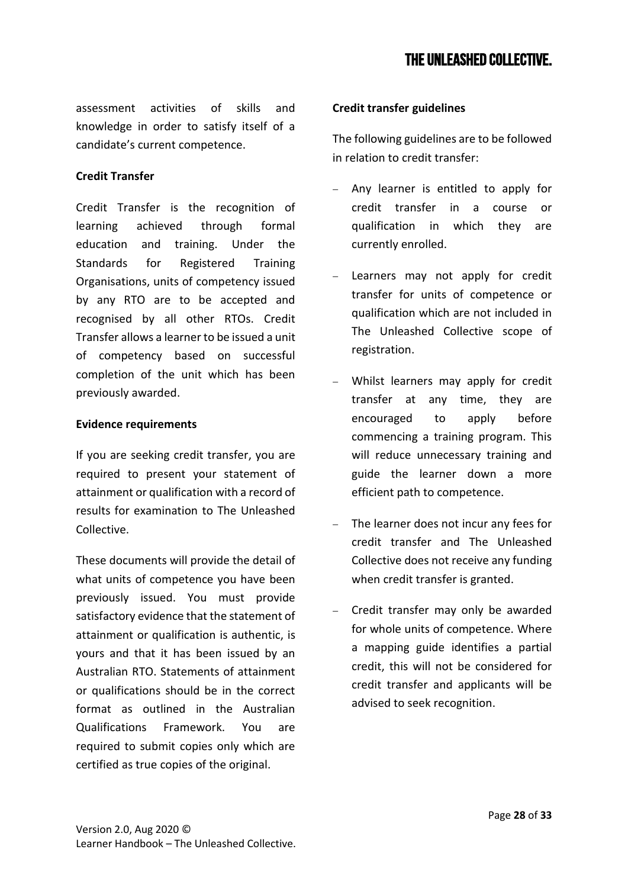assessment activities of skills and knowledge in order to satisfy itself of a candidate's current competence.

**Credit Transfer**

Credit Transfer is the recognition of learning achieved through formal education and training. Under the Standards for Registered Training Organisations, units of competency issued by any RTO are to be accepted and recognised by all other RTOs. Credit Transfer allows a learner to be issued a unit of competency based on successful completion of the unit which has been previously awarded.

**Evidence requirements**

If you are seeking credit transfer, you are required to present your statement of attainment or qualification with a record of results for examination to The Unleashed Collective.

These documents will provide the detail of what units of competence you have been previously issued. You must provide satisfactory evidence that the statement of attainment or qualification is authentic, is yours and that it has been issued by an Australian RTO. Statements of attainment or qualifications should be in the correct format as outlined in the Australian Qualifications Framework. You are required to submit copies only which are certified as true copies of the original.

**Credit transfer guidelines**

The following guidelines are to be followed in relation to credit transfer:

- Any learner is entitled to apply for credit transfer in a course or qualification in which they are currently enrolled.
- Learners may not apply for credit transfer for units of competence or qualification which are not included in The Unleashed Collective scope of registration.
- Whilst learners may apply for credit transfer at any time, they are encouraged to apply before commencing a training program. This will reduce unnecessary training and guide the learner down a more efficient path to competence.
- The learner does not incur any fees for credit transfer and The Unleashed Collective does not receive any funding when credit transfer is granted.
- Credit transfer may only be awarded for whole units of competence. Where a mapping guide identifies a partial credit, this will not be considered for credit transfer and applicants will be advised to seek recognition.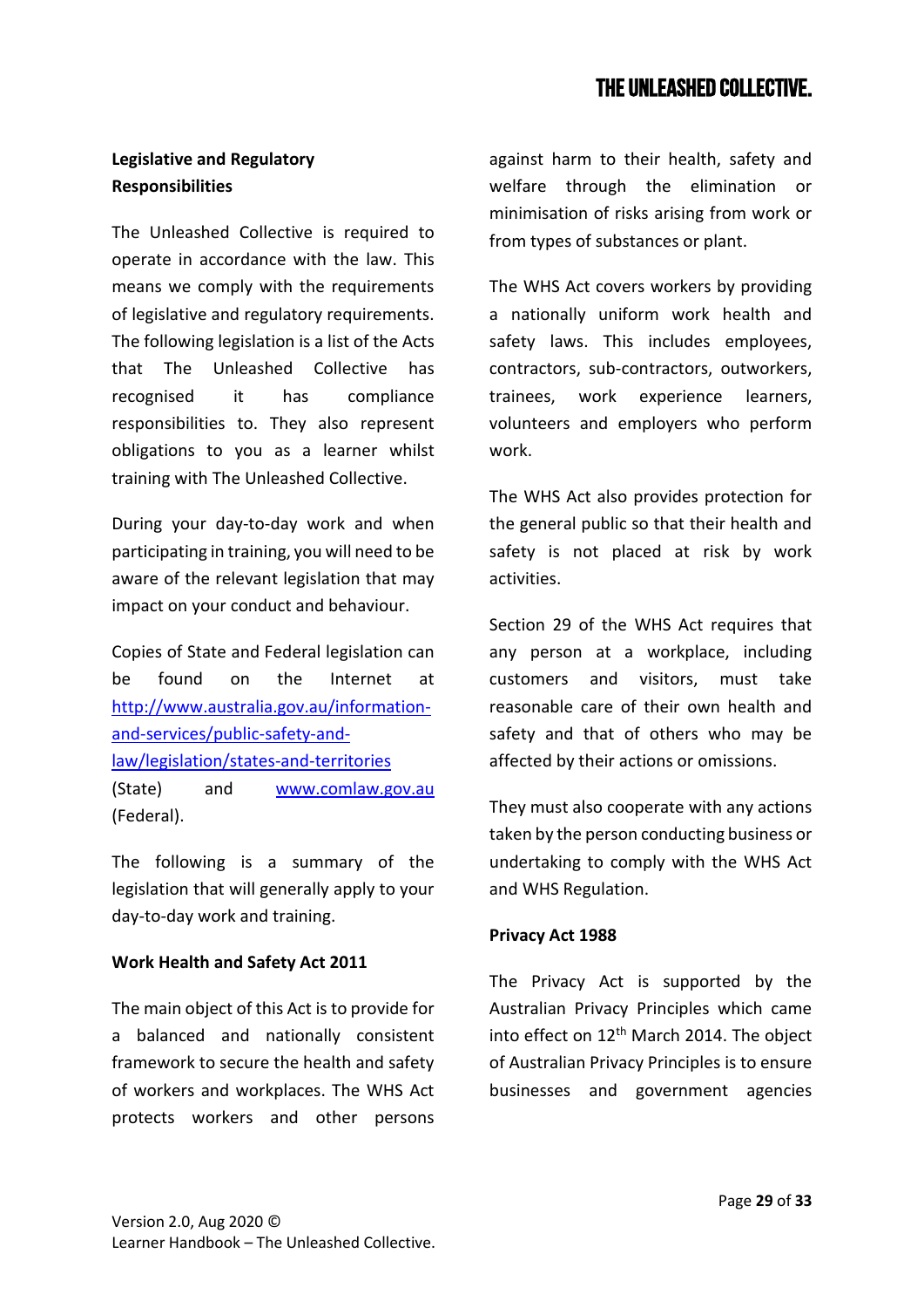## Legislative and Regulatory Responsibilities

The Unleashed Collective is required to operate in accordance with the law. This means we comply with the requirements of legislative and regulatory requirements. The following legislation is a list of the Acts that The Unleashed Collective has recognised it has compliance responsibilities to. They also represent obligations to you as a learner whilst training with The Unleashed Collective.

During your day-to-day work and when participating in training, you will need to be aware of the relevant legislation that may impact on your conduct and behaviour.

Copies of State and Federal legislation can be found on the Internet at [http://www.australia.gov.au/information-and-services/public-safety-and-law/legislation/states-and-territories](http://www.australia.gov.au/information-and-services/public-safety-and-law/legislation/states-and-territories) (State) and [www.comlaw.gov.au](www.comlaw.gov.au) (Federal).

The following is a summary of the legislation that will generally apply to your day-to-day work and training.

### Work Health and Safety Act 2011

The main object of this Act is to provide for a balanced and nationally consistent framework to secure the health and safety of workers and workplaces. The WHS Act protects workers and other persons against harm to their health, safety and welfare through the elimination or minimisation of risks arising from work or from types of substances or plant.

The WHS Act covers workers by providing a nationally uniform work health and safety laws. This includes employees, contractors, sub-contractors, outworkers, trainees, work experience learners, volunteers and employers who perform work.

The WHS Act also provides protection for the general public so that their health and safety is not placed at risk by work activities.

Section 29 of the WHS Act requires that any person at a workplace, including customers and visitors, must take reasonable care of their own health and safety and that of others who may be affected by their actions or omissions.

They must also cooperate with any actions taken by the person conducting business or undertaking to comply with the WHS Act and WHS Regulation.

### Privacy Act 1988

The Privacy Act is supported by the Australian Privacy Principles which came into effect on 12th March 2014. The object of Australian Privacy Principles is to ensure businesses and government agencies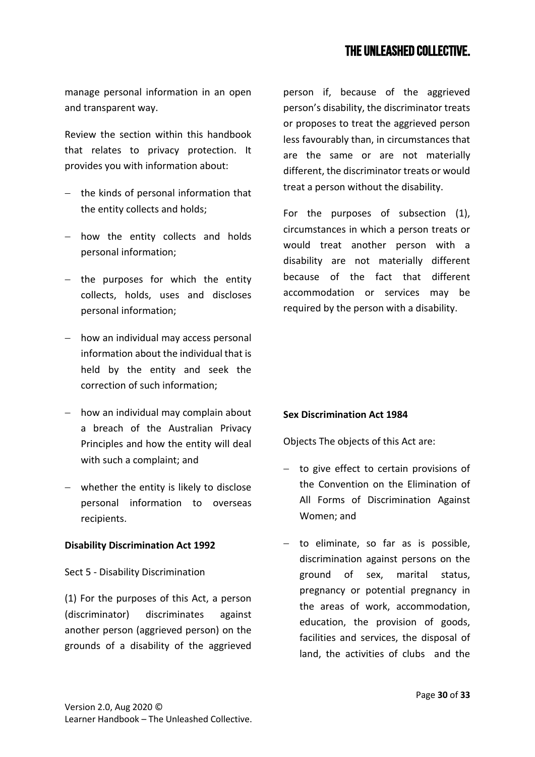manage personal information in an open and transparent way.

Review the section within this handbook that relates to privacy protection. It provides you with information about:

- the kinds of personal information that the entity collects and holds;
- how the entity collects and holds personal information;
- the purposes for which the entity collects, holds, uses and discloses personal information;
- how an individual may access personal information about the individual that is held by the entity and seek the correction of such information;
- how an individual may complain about a breach of the Australian Privacy Principles and how the entity will deal with such a complaint; and
- whether the entity is likely to disclose personal information to overseas recipients.

**Disability Discrimination Act 1992**

Sect 5 - Disability Discrimination

(1) For the purposes of this Act, a person (discriminator) discriminates against another person (aggrieved person) on the grounds of a disability of the aggrieved person if, because of the aggrieved person's disability, the discriminator treats or proposes to treat the aggrieved person less favourably than, in circumstances that are the same or are not materially different, the discriminator treats or would treat a person without the disability.

For the purposes of subsection (1), circumstances in which a person treats or would treat another person with a disability are not materially different because of the fact that different accommodation or services may be required by the person with a disability.

**Sex Discrimination Act 1984**

Objects The objects of this Act are:

- to give effect to certain provisions of the Convention on the Elimination of All Forms of Discrimination Against Women; and
- to eliminate, so far as is possible, discrimination against persons on the ground of sex, marital status, pregnancy or potential pregnancy in the areas of work, accommodation, education, the provision of goods, facilities and services, the disposal of land, the activities of clubs and the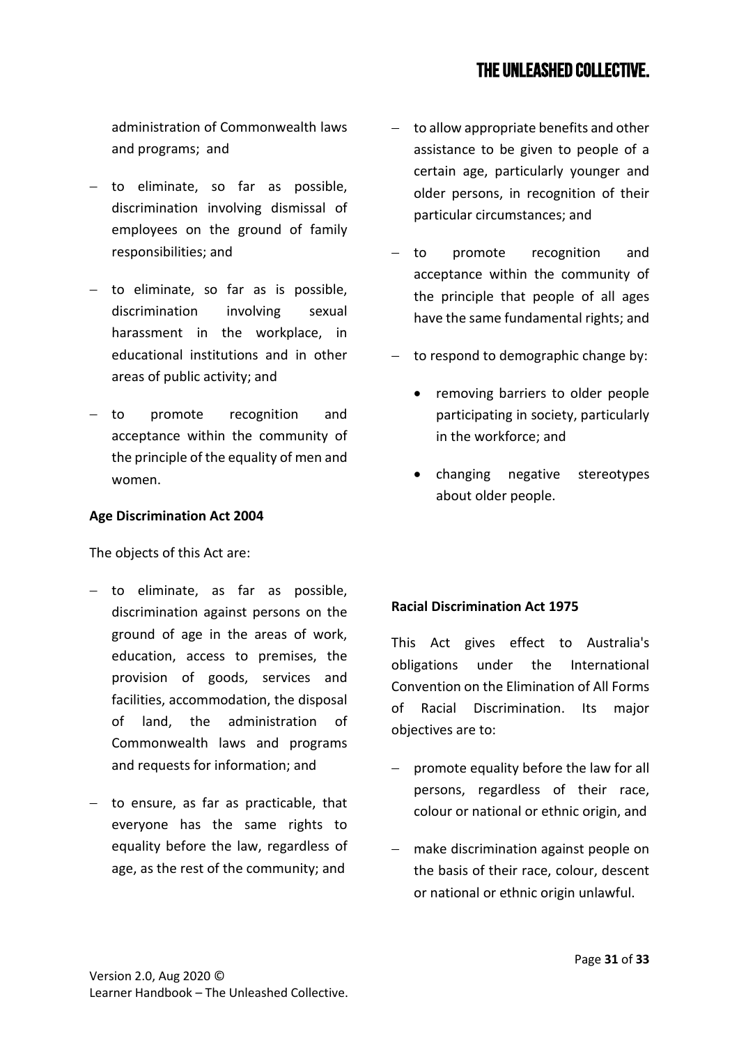administration of Commonwealth laws and programs; and

- to eliminate, so far as possible, discrimination involving dismissal of employees on the ground of family responsibilities; and
- to eliminate, so far as is possible, discrimination involving sexual harassment in the workplace, in educational institutions and in other areas of public activity; and
- to promote recognition and acceptance within the community of the principle of the equality of men and women.

**Age Discrimination Act 2004**

The objects of this Act are:

- to eliminate, as far as possible, discrimination against persons on the ground of age in the areas of work, education, access to premises, the provision of goods, services and facilities, accommodation, the disposal of land, the administration of Commonwealth laws and programs and requests for information; and
- to ensure, as far as practicable, that everyone has the same rights to equality before the law, regardless of age, as the rest of the community; and
- to allow appropriate benefits and other assistance to be given to people of a certain age, particularly younger and older persons, in recognition of their particular circumstances; and
- to promote recognition and acceptance within the community of the principle that people of all ages have the same fundamental rights; and
- to respond to demographic change by:
    - removing barriers to older people participating in society, particularly in the workforce; and
    - changing negative stereotypes about older people.

**Racial Discrimination Act 1975**

This Act gives effect to Australia's obligations under the International Convention on the Elimination of All Forms of Racial Discrimination. Its major objectives are to:

- promote equality before the law for all persons, regardless of their race, colour or national or ethnic origin, and
- make discrimination against people on the basis of their race, colour, descent or national or ethnic origin unlawful.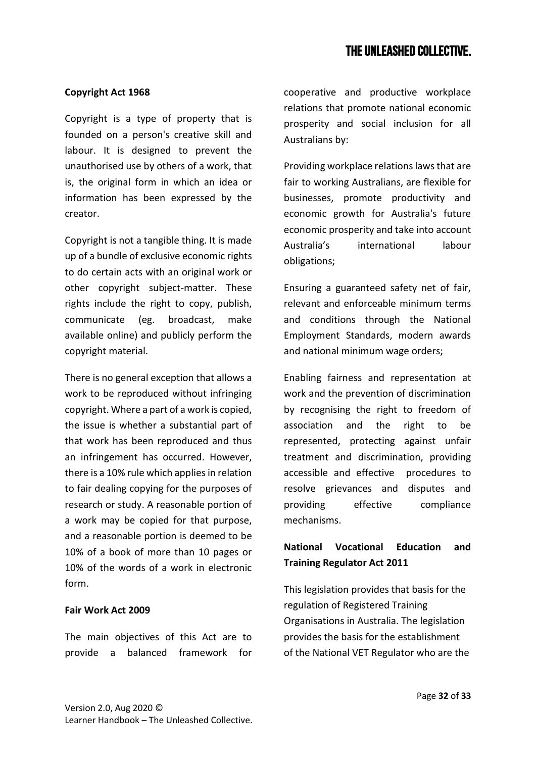**Copyright Act 1968**

Copyright is a type of property that is founded on a person's creative skill and labour. It is designed to prevent the unauthorised use by others of a work, that is, the original form in which an idea or information has been expressed by the creator.

Copyright is not a tangible thing. It is made up of a bundle of exclusive economic rights to do certain acts with an original work or other copyright subject-matter. These rights include the right to copy, publish, communicate (eg. broadcast, make available online) and publicly perform the copyright material.

There is no general exception that allows a work to be reproduced without infringing copyright. Where a part of a work is copied, the issue is whether a substantial part of that work has been reproduced and thus an infringement has occurred. However, there is a 10% rule which applies in relation to fair dealing copying for the purposes of research or study. A reasonable portion of a work may be copied for that purpose, and a reasonable portion is deemed to be 10% of a book of more than 10 pages or 10% of the words of a work in electronic form.

**Fair Work Act 2009**

The main objectives of this Act are to provide a balanced framework for cooperative and productive workplace relations that promote national economic prosperity and social inclusion for all Australians by:

Providing workplace relations laws that are fair to working Australians, are flexible for businesses, promote productivity and economic growth for Australia's future economic prosperity and take into account Australia's international labour obligations;

Ensuring a guaranteed safety net of fair, relevant and enforceable minimum terms and conditions through the National Employment Standards, modern awards and national minimum wage orders;

Enabling fairness and representation at work and the prevention of discrimination by recognising the right to freedom of association and the right to be represented, protecting against unfair treatment and discrimination, providing accessible and effective procedures to resolve grievances and disputes and providing effective compliance mechanisms.

**National Vocational Education and Training Regulator Act 2011**

This legislation provides that basis for the regulation of Registered Training Organisations in Australia. The legislation provides the basis for the establishment of the National VET Regulator who are the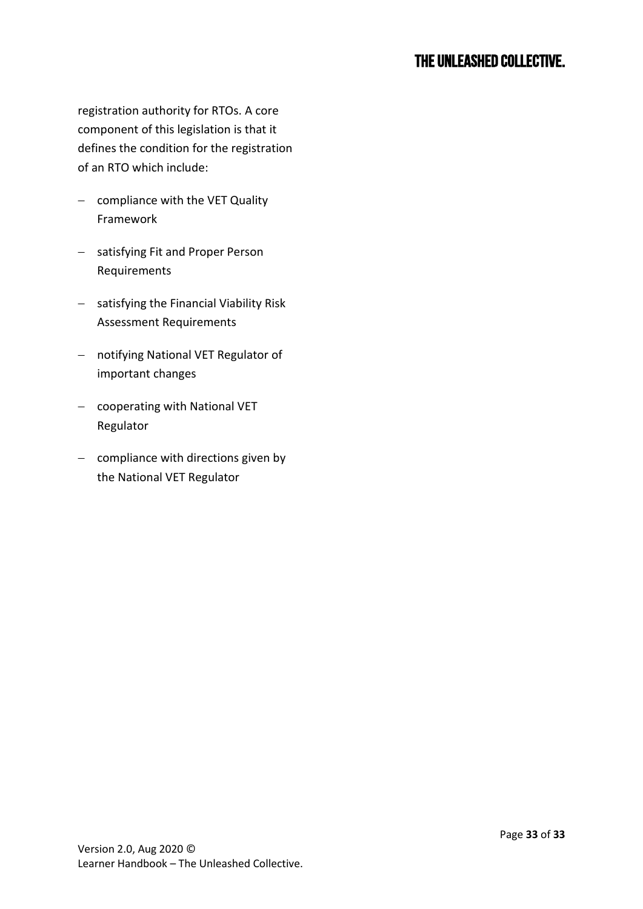registration authority for RTOs. A core component of this legislation is that it defines the condition for the registration of an RTO which include:

- compliance with the VET Quality Framework
- satisfying Fit and Proper Person Requirements
- satisfying the Financial Viability Risk Assessment Requirements
- notifying National VET Regulator of important changes
- cooperating with National VET Regulator
- compliance with directions given by the National VET Regulator